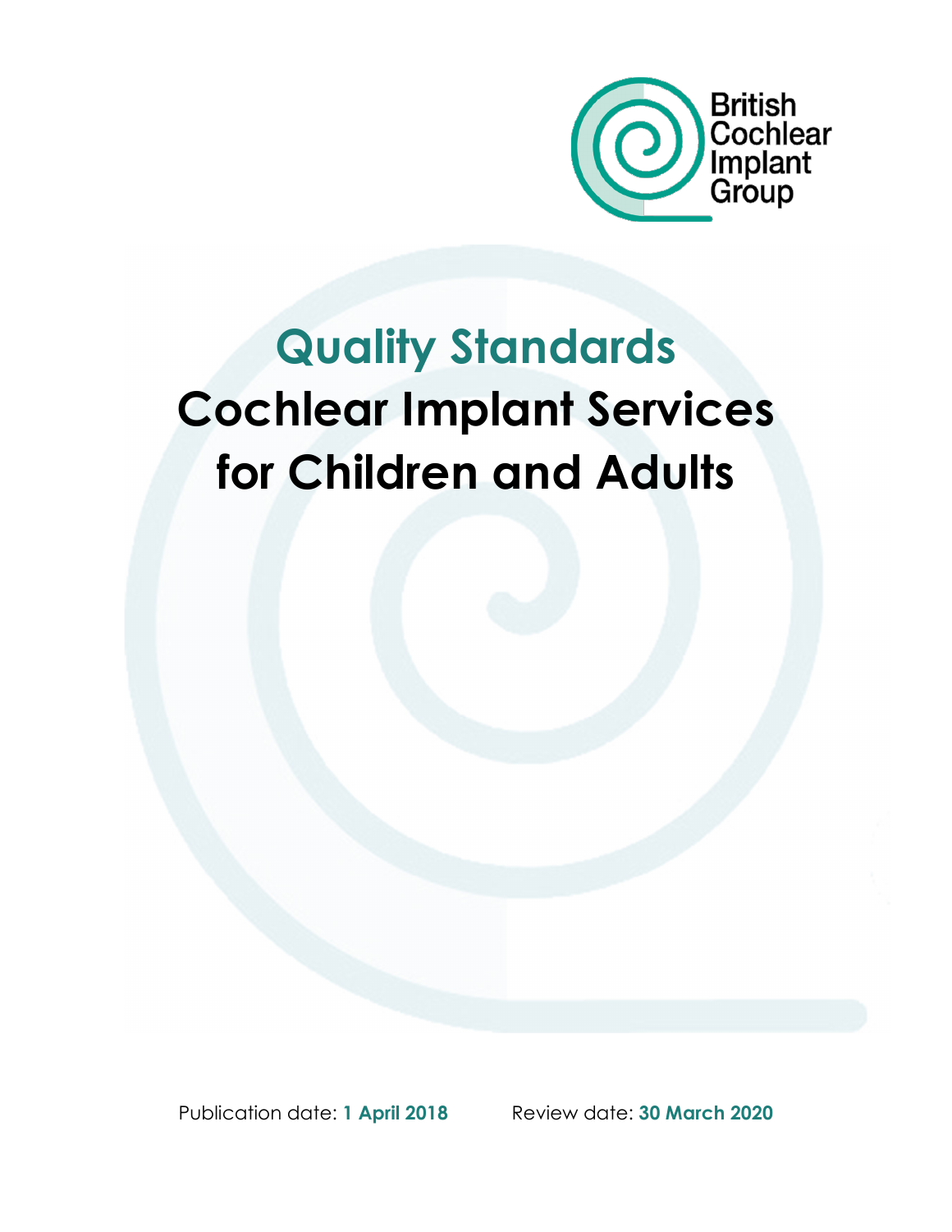British Cochlear Implant Group

# Quality Standards

# Cochlear Implant Services for Children and Adults

Publication date: **1 April 2018** Review date: **30 March 2020**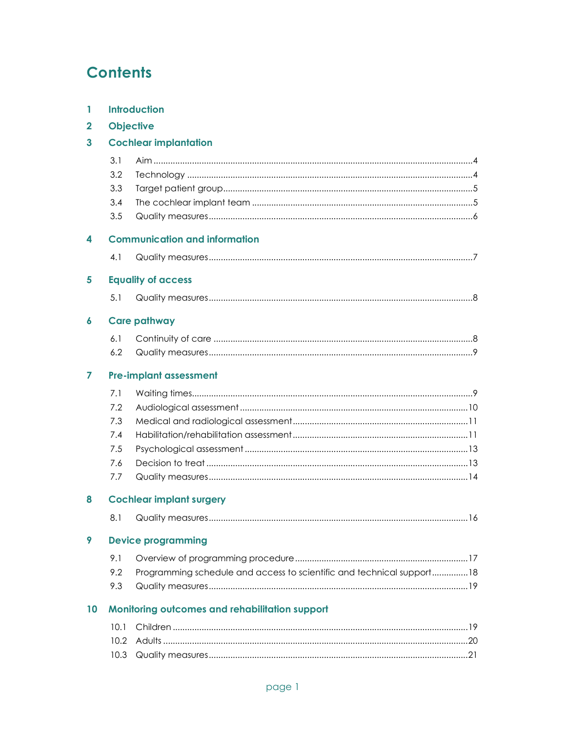# Contents

**1 Introduction**

**2 Objective**

**3 Cochlear implantation**

- 3.1 Aim ....................................................................................................................4
- 3.2 Technology ........................................................................................................4
- 3.3 Target patient group..........................................................................................5
- 3.4 The cochlear implant team ..............................................................................5
- 3.5 Quality measures...............................................................................................6

**4 Communication and information**

- 4.1 Quality measures...............................................................................................7

**5 Equality of access**

- 5.1 Quality measures...............................................................................................8

**6 Care pathway**

- 6.1 Continuity of care .............................................................................................8
- 6.2 Quality measures...............................................................................................9

**7 Pre-implant assessment**

- 7.1 Waiting times......................................................................................................9
- 7.2 Audiological assessment ...............................................................................10
- 7.3 Medical and radiological assessment.........................................................11
- 7.4 Habilitation/rehabilitation assessment.........................................................11
- 7.5 Psychological assessment .............................................................................13
- 7.6 Decision to treat ..............................................................................................13
- 7.7 Quality measures.............................................................................................14

**8 Cochlear implant surgery**

- 8.1 Quality measures.............................................................................................16

**9 Device programming**

- 9.1 Overview of programming procedure.........................................................17
- 9.2 Programming schedule and access to scientific and technical support...............18
- 9.3 Quality measures.............................................................................................19

**10 Monitoring outcomes and rehabilitation support**

- 10.1 Children ...........................................................................................................19
- 10.2 Adults ..............................................................................................................20
- 10.3 Quality measures...........................................................................................21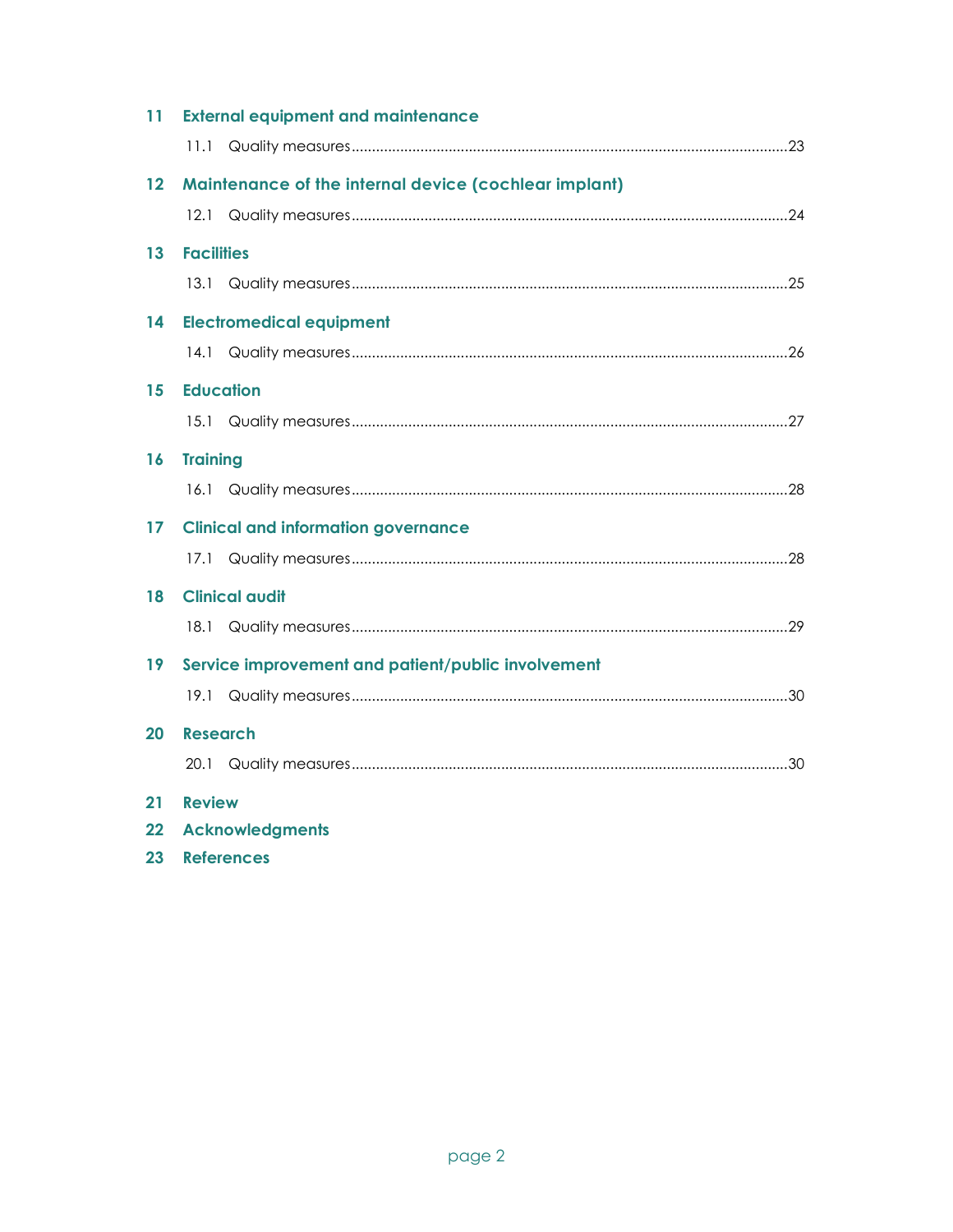11 **External equipment and maintenance**

11.1 Quality measures ..........23

12 **Maintenance of the internal device (cochlear implant)**

12.1 Quality measures ..........24

13 **Facilities**

13.1 Quality measures ..........25

14 **Electromedical equipment**

14.1 Quality measures ..........26

15 **Education**

15.1 Quality measures ..........27

16 **Training**

16.1 Quality measures ..........28

17 **Clinical and information governance**

17.1 Quality measures ..........28

18 **Clinical audit**

18.1 Quality measures ..........29

19 **Service improvement and patient/public involvement**

19.1 Quality measures ..........30

20 **Research**

20.1 Quality measures ..........30

21 **Review**

22 **Acknowledgments**

23 **References**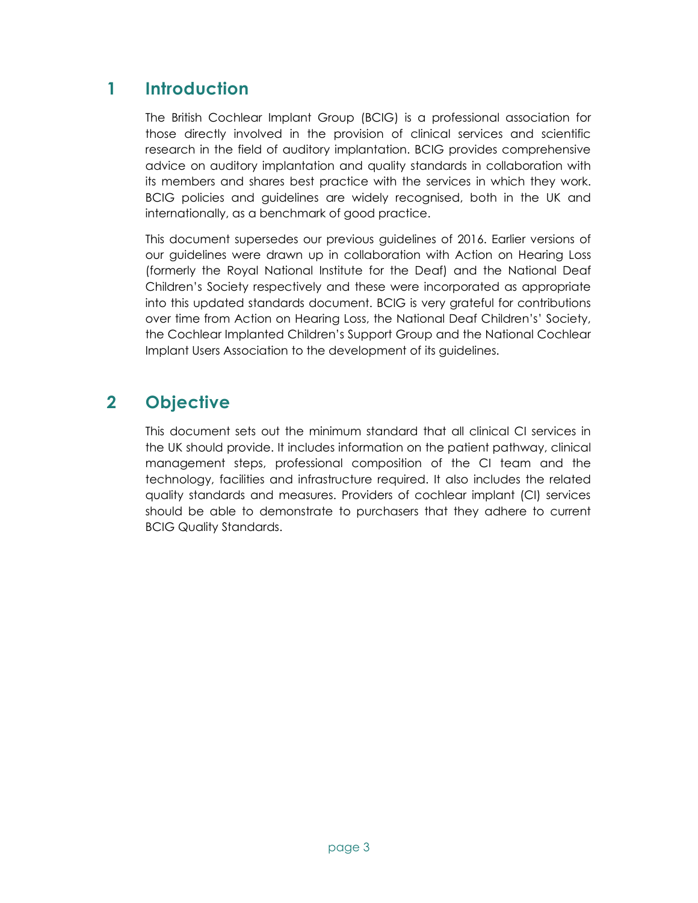## 1 Introduction

The British Cochlear Implant Group (BCIG) is a professional association for those directly involved in the provision of clinical services and scientific research in the field of auditory implantation. BCIG provides comprehensive advice on auditory implantation and quality standards in collaboration with its members and shares best practice with the services in which they work. BCIG policies and guidelines are widely recognised, both in the UK and internationally, as a benchmark of good practice.

This document supersedes our previous guidelines of 2016. Earlier versions of our guidelines were drawn up in collaboration with Action on Hearing Loss (formerly the Royal National Institute for the Deaf) and the National Deaf Children's Society respectively and these were incorporated as appropriate into this updated standards document. BCIG is very grateful for contributions over time from Action on Hearing Loss, the National Deaf Children's' Society, the Cochlear Implanted Children's Support Group and the National Cochlear Implant Users Association to the development of its guidelines.

## 2 Objective

This document sets out the minimum standard that all clinical CI services in the UK should provide. It includes information on the patient pathway, clinical management steps, professional composition of the CI team and the technology, facilities and infrastructure required. It also includes the related quality standards and measures. Providers of cochlear implant (CI) services should be able to demonstrate to purchasers that they adhere to current BCIG Quality Standards.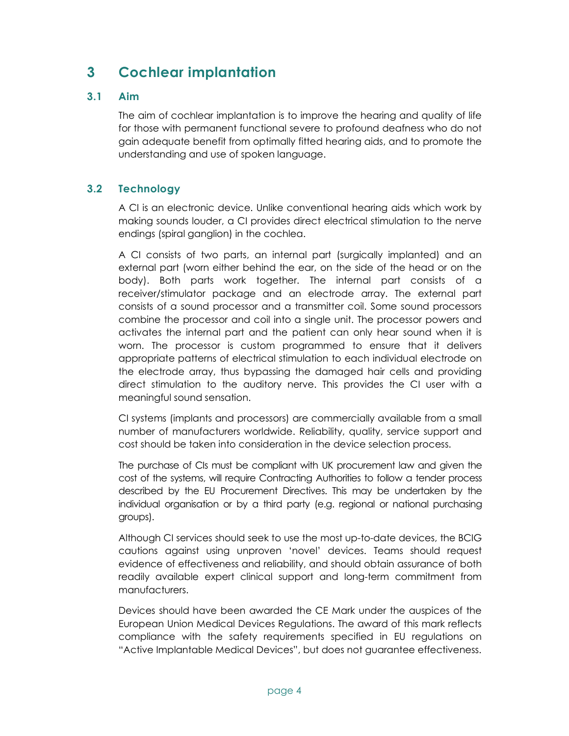# 3 Cochlear implantation

## 3.1 Aim

The aim of cochlear implantation is to improve the hearing and quality of life for those with permanent functional severe to profound deafness who do not gain adequate benefit from optimally fitted hearing aids, and to promote the understanding and use of spoken language.

## 3.2 Technology

A CI is an electronic device. Unlike conventional hearing aids which work by making sounds louder, a CI provides direct electrical stimulation to the nerve endings (spiral ganglion) in the cochlea.

A CI consists of two parts, an internal part (surgically implanted) and an external part (worn either behind the ear, on the side of the head or on the body). Both parts work together. The internal part consists of a receiver/stimulator package and an electrode array. The external part consists of a sound processor and a transmitter coil. Some sound processors combine the processor and coil into a single unit. The processor powers and activates the internal part and the patient can only hear sound when it is worn. The processor is custom programmed to ensure that it delivers appropriate patterns of electrical stimulation to each individual electrode on the electrode array, thus bypassing the damaged hair cells and providing direct stimulation to the auditory nerve. This provides the CI user with a meaningful sound sensation.

CI systems (implants and processors) are commercially available from a small number of manufacturers worldwide. Reliability, quality, service support and cost should be taken into consideration in the device selection process.

The purchase of CIs must be compliant with UK procurement law and given the cost of the systems, will require Contracting Authorities to follow a tender process described by the EU Procurement Directives. This may be undertaken by the individual organisation or by a third party (e.g. regional or national purchasing groups).

Although CI services should seek to use the most up-to-date devices, the BCIG cautions against using unproven 'novel' devices. Teams should request evidence of effectiveness and reliability, and should obtain assurance of both readily available expert clinical support and long-term commitment from manufacturers.

Devices should have been awarded the CE Mark under the auspices of the European Union Medical Devices Regulations. The award of this mark reflects compliance with the safety requirements specified in EU regulations on "Active Implantable Medical Devices", but does not guarantee effectiveness.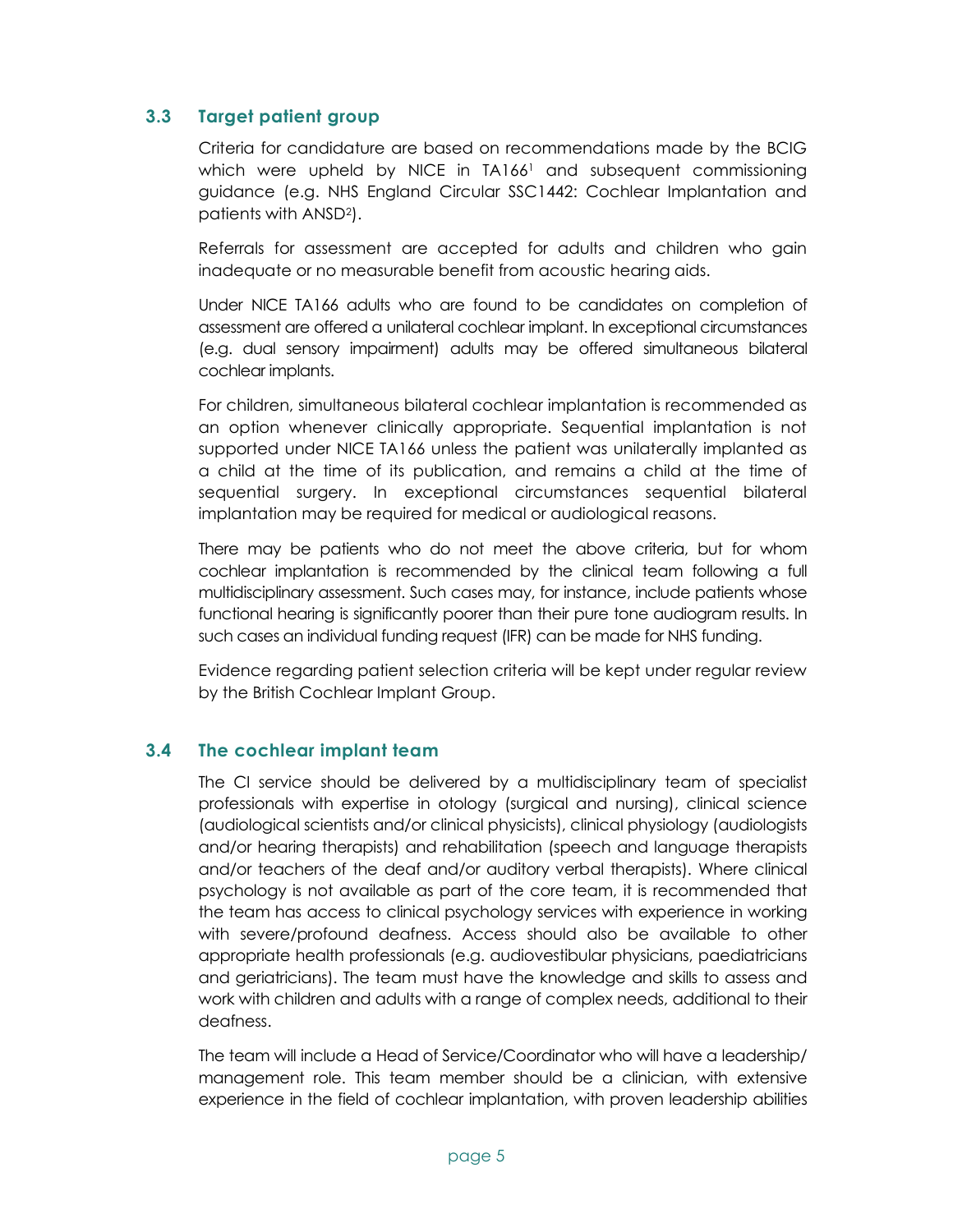### 3.3 Target patient group

Criteria for candidature are based on recommendations made by the BCIG which were upheld by NICE in TA166[1] and subsequent commissioning guidance (e.g. NHS England Circular SSC1442: Cochlear Implantation and patients with ANSD[2]).

Referrals for assessment are accepted for adults and children who gain inadequate or no measurable benefit from acoustic hearing aids.

Under NICE TA166 adults who are found to be candidates on completion of assessment are offered a unilateral cochlear implant. In exceptional circumstances (e.g. dual sensory impairment) adults may be offered simultaneous bilateral cochlear implants.

For children, simultaneous bilateral cochlear implantation is recommended as an option whenever clinically appropriate. Sequential implantation is not supported under NICE TA166 unless the patient was unilaterally implanted as a child at the time of its publication, and remains a child at the time of sequential surgery. In exceptional circumstances sequential bilateral implantation may be required for medical or audiological reasons.

There may be patients who do not meet the above criteria, but for whom cochlear implantation is recommended by the clinical team following a full multidisciplinary assessment. Such cases may, for instance, include patients whose functional hearing is significantly poorer than their pure tone audiogram results. In such cases an individual funding request (IFR) can be made for NHS funding.

Evidence regarding patient selection criteria will be kept under regular review by the British Cochlear Implant Group.

### 3.4 The cochlear implant team

The CI service should be delivered by a multidisciplinary team of specialist professionals with expertise in otology (surgical and nursing), clinical science (audiological scientists and/or clinical physicists), clinical physiology (audiologists and/or hearing therapists) and rehabilitation (speech and language therapists and/or teachers of the deaf and/or auditory verbal therapists). Where clinical psychology is not available as part of the core team, it is recommended that the team has access to clinical psychology services with experience in working with severe/profound deafness. Access should also be available to other appropriate health professionals (e.g. audiovestibular physicians, paediatricians and geriatricians). The team must have the knowledge and skills to assess and work with children and adults with a range of complex needs, additional to their deafness.

The team will include a Head of Service/Coordinator who will have a leadership/ management role. This team member should be a clinician, with extensive experience in the field of cochlear implantation, with proven leadership abilities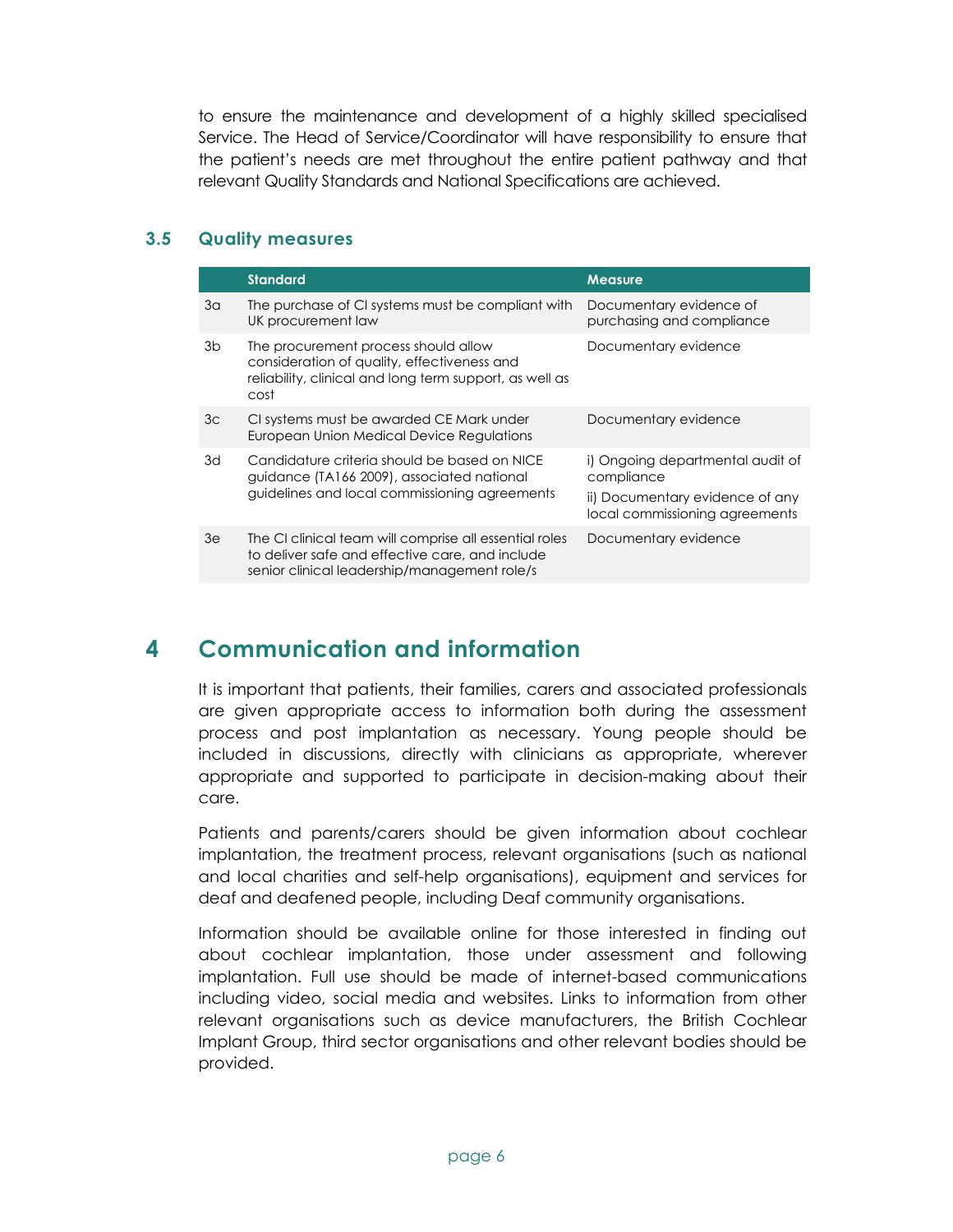to ensure the maintenance and development of a highly skilled specialised Service. The Head of Service/Coordinator will have responsibility to ensure that the patient's needs are met throughout the entire patient pathway and that relevant Quality Standards and National Specifications are achieved.

### 3.5 Quality measures

| | Standard | Measure |
|---|---|---|
| 3a | The purchase of CI systems must be compliant with UK procurement law | Documentary evidence of purchasing and compliance |
| 3b | The procurement process should allow consideration of quality, effectiveness and reliability, clinical and long term support, as well as cost | Documentary evidence |
| 3c | CI systems must be awarded CE Mark under European Union Medical Device Regulations | Documentary evidence |
| 3d | Candidature criteria should be based on NICE guidance (TA166 2009), associated national guidelines and local commissioning agreements | i) Ongoing departmental audit of compliance<br>ii) Documentary evidence of any local commissioning agreements |
| 3e | The CI clinical team will comprise all essential roles to deliver safe and effective care, and include senior clinical leadership/management role/s | Documentary evidence |

## 4 Communication and information

It is important that patients, their families, carers and associated professionals are given appropriate access to information both during the assessment process and post implantation as necessary. Young people should be included in discussions, directly with clinicians as appropriate, wherever appropriate and supported to participate in decision-making about their care.

Patients and parents/carers should be given information about cochlear implantation, the treatment process, relevant organisations (such as national and local charities and self-help organisations), equipment and services for deaf and deafened people, including Deaf community organisations.

Information should be available online for those interested in finding out about cochlear implantation, those under assessment and following implantation. Full use should be made of internet-based communications including video, social media and websites. Links to information from other relevant organisations such as device manufacturers, the British Cochlear Implant Group, third sector organisations and other relevant bodies should be provided.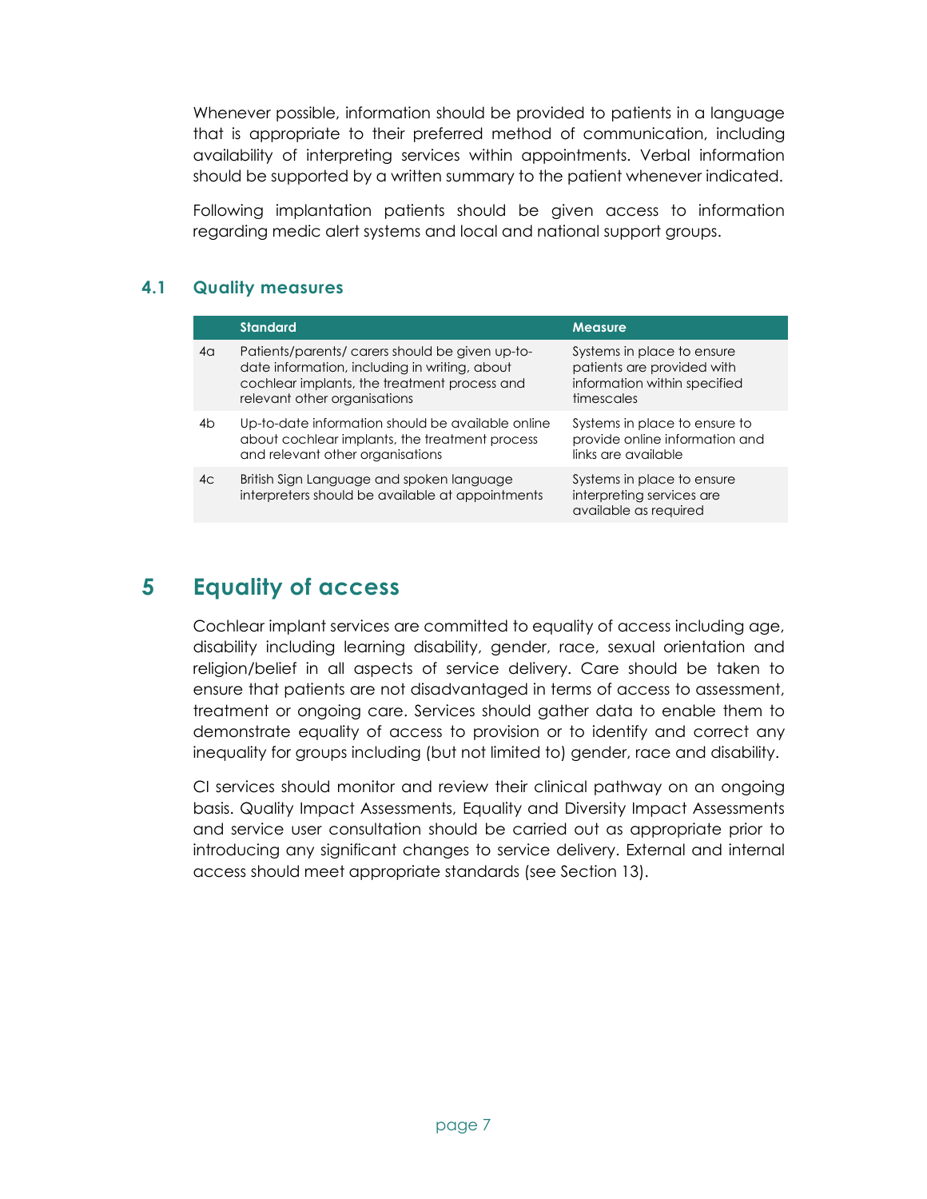Whenever possible, information should be provided to patients in a language that is appropriate to their preferred method of communication, including availability of interpreting services within appointments. Verbal information should be supported by a written summary to the patient whenever indicated.

Following implantation patients should be given access to information regarding medic alert systems and local and national support groups.

### 4.1 Quality measures

| | Standard | Measure |
|---|---|---|
| 4a | Patients/parents/ carers should be given up-to-date information, including in writing, about cochlear implants, the treatment process and relevant other organisations | Systems in place to ensure patients are provided with information within specified timescales |
| 4b | Up-to-date information should be available online about cochlear implants, the treatment process and relevant other organisations | Systems in place to ensure to provide online information and links are available |
| 4c | British Sign Language and spoken language interpreters should be available at appointments | Systems in place to ensure interpreting services are available as required |

## 5 Equality of access

Cochlear implant services are committed to equality of access including age, disability including learning disability, gender, race, sexual orientation and religion/belief in all aspects of service delivery. Care should be taken to ensure that patients are not disadvantaged in terms of access to assessment, treatment or ongoing care. Services should gather data to enable them to demonstrate equality of access to provision or to identify and correct any inequality for groups including (but not limited to) gender, race and disability.

CI services should monitor and review their clinical pathway on an ongoing basis. Quality Impact Assessments, Equality and Diversity Impact Assessments and service user consultation should be carried out as appropriate prior to introducing any significant changes to service delivery. External and internal access should meet appropriate standards (see Section 13).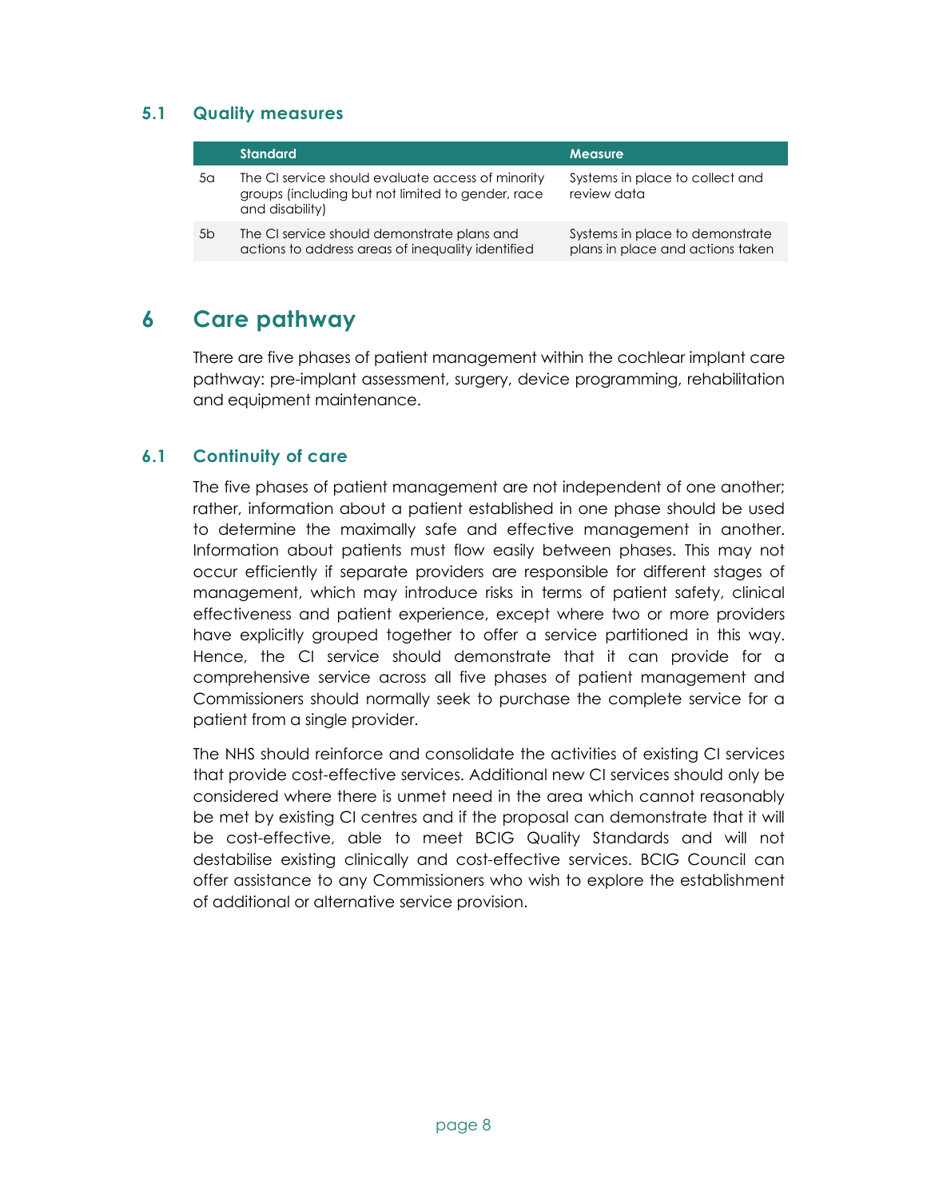### 5.1 Quality measures

| | Standard | Measure |
|---|---|---|
| 5a | The CI service should evaluate access of minority groups (including but not limited to gender, race and disability) | Systems in place to collect and review data |
| 5b | The CI service should demonstrate plans and actions to address areas of inequality identified | Systems in place to demonstrate plans in place and actions taken |

# 6 Care pathway

There are five phases of patient management within the cochlear implant care pathway: pre-implant assessment, surgery, device programming, rehabilitation and equipment maintenance.

### 6.1 Continuity of care

The five phases of patient management are not independent of one another; rather, information about a patient established in one phase should be used to determine the maximally safe and effective management in another. Information about patients must flow easily between phases. This may not occur efficiently if separate providers are responsible for different stages of management, which may introduce risks in terms of patient safety, clinical effectiveness and patient experience, except where two or more providers have explicitly grouped together to offer a service partitioned in this way. Hence, the CI service should demonstrate that it can provide for a comprehensive service across all five phases of patient management and Commissioners should normally seek to purchase the complete service for a patient from a single provider.

The NHS should reinforce and consolidate the activities of existing CI services that provide cost-effective services. Additional new CI services should only be considered where there is unmet need in the area which cannot reasonably be met by existing CI centres and if the proposal can demonstrate that it will be cost-effective, able to meet BCIG Quality Standards and will not destabilise existing clinically and cost-effective services. BCIG Council can offer assistance to any Commissioners who wish to explore the establishment of additional or alternative service provision.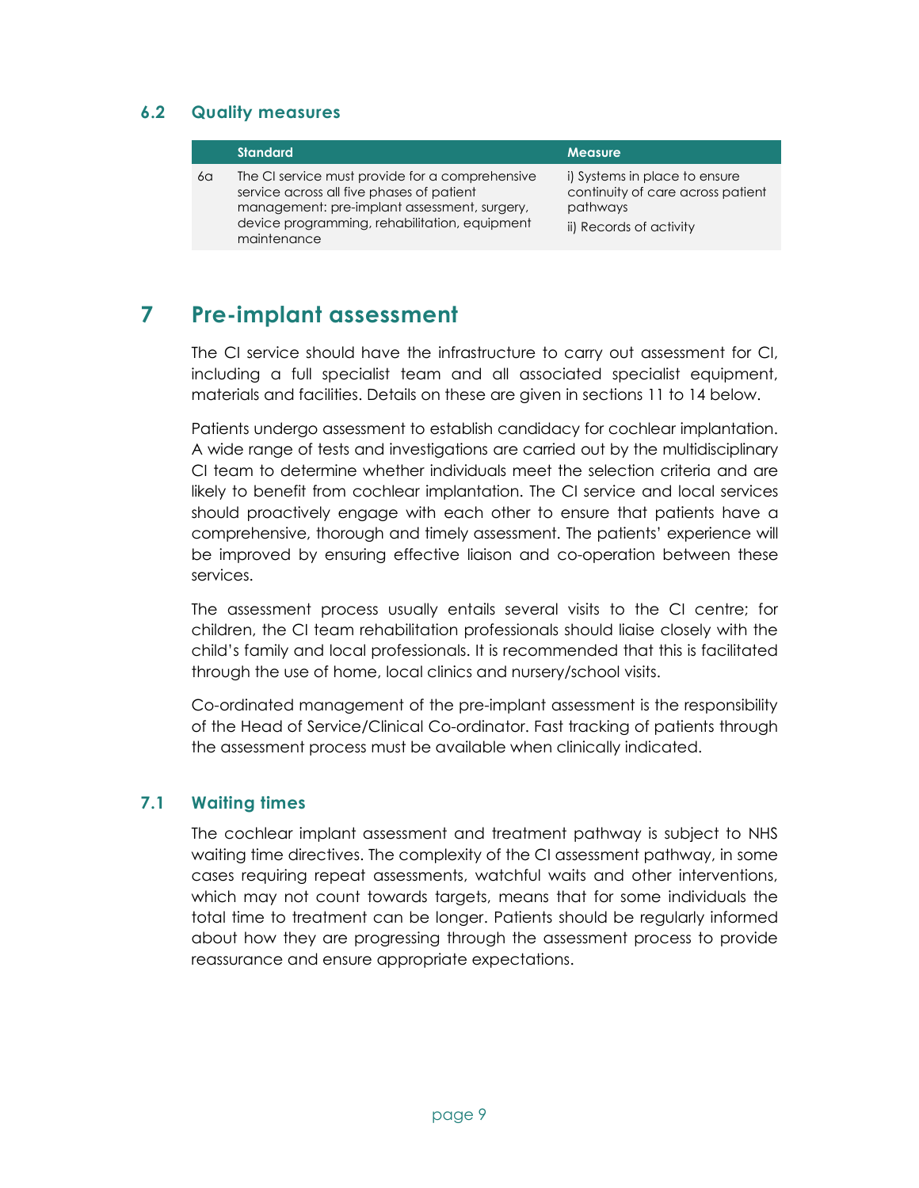### 6.2 Quality measures

| | Standard | Measure |
|---|---|---|
| 6a | The CI service must provide for a comprehensive service across all five phases of patient management: pre-implant assessment, surgery, device programming, rehabilitation, equipment maintenance | i) Systems in place to ensure continuity of care across patient pathways<br>ii) Records of activity |

## 7 Pre-implant assessment

The CI service should have the infrastructure to carry out assessment for CI, including a full specialist team and all associated specialist equipment, materials and facilities. Details on these are given in sections 11 to 14 below.

Patients undergo assessment to establish candidacy for cochlear implantation. A wide range of tests and investigations are carried out by the multidisciplinary CI team to determine whether individuals meet the selection criteria and are likely to benefit from cochlear implantation. The CI service and local services should proactively engage with each other to ensure that patients have a comprehensive, thorough and timely assessment. The patients' experience will be improved by ensuring effective liaison and co-operation between these services.

The assessment process usually entails several visits to the CI centre; for children, the CI team rehabilitation professionals should liaise closely with the child's family and local professionals. It is recommended that this is facilitated through the use of home, local clinics and nursery/school visits.

Co-ordinated management of the pre-implant assessment is the responsibility of the Head of Service/Clinical Co-ordinator. Fast tracking of patients through the assessment process must be available when clinically indicated.

### 7.1 Waiting times

The cochlear implant assessment and treatment pathway is subject to NHS waiting time directives. The complexity of the CI assessment pathway, in some cases requiring repeat assessments, watchful waits and other interventions, which may not count towards targets, means that for some individuals the total time to treatment can be longer. Patients should be regularly informed about how they are progressing through the assessment process to provide reassurance and ensure appropriate expectations.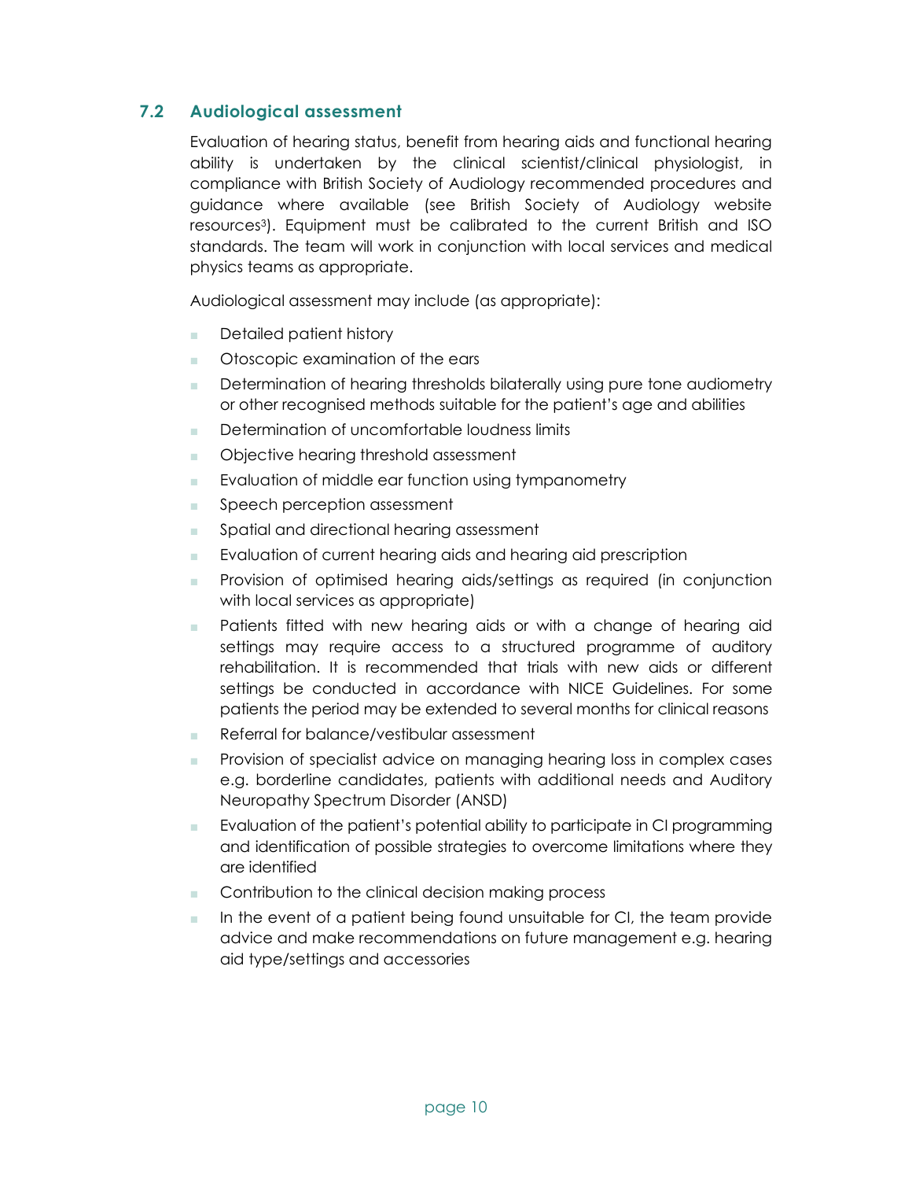## 7.2 Audiological assessment

Evaluation of hearing status, benefit from hearing aids and functional hearing ability is undertaken by the clinical scientist/clinical physiologist, in compliance with British Society of Audiology recommended procedures and guidance where available (see British Society of Audiology website resources[3]). Equipment must be calibrated to the current British and ISO standards. The team will work in conjunction with local services and medical physics teams as appropriate.

Audiological assessment may include (as appropriate):

- Detailed patient history
- Otoscopic examination of the ears
- Determination of hearing thresholds bilaterally using pure tone audiometry or other recognised methods suitable for the patient's age and abilities
- Determination of uncomfortable loudness limits
- Objective hearing threshold assessment
- Evaluation of middle ear function using tympanometry
- Speech perception assessment
- Spatial and directional hearing assessment
- Evaluation of current hearing aids and hearing aid prescription
- Provision of optimised hearing aids/settings as required (in conjunction with local services as appropriate)
- Patients fitted with new hearing aids or with a change of hearing aid settings may require access to a structured programme of auditory rehabilitation. It is recommended that trials with new aids or different settings be conducted in accordance with NICE Guidelines. For some patients the period may be extended to several months for clinical reasons
- Referral for balance/vestibular assessment
- Provision of specialist advice on managing hearing loss in complex cases e.g. borderline candidates, patients with additional needs and Auditory Neuropathy Spectrum Disorder (ANSD)
- Evaluation of the patient's potential ability to participate in CI programming and identification of possible strategies to overcome limitations where they are identified
- Contribution to the clinical decision making process
- In the event of a patient being found unsuitable for CI, the team provide advice and make recommendations on future management e.g. hearing aid type/settings and accessories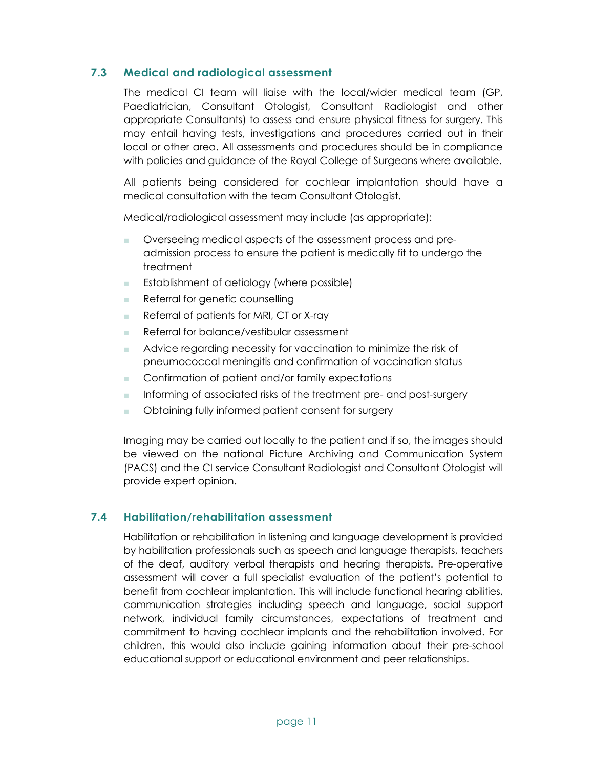## 7.3 Medical and radiological assessment

The medical CI team will liaise with the local/wider medical team (GP, Paediatrician, Consultant Otologist, Consultant Radiologist and other appropriate Consultants) to assess and ensure physical fitness for surgery. This may entail having tests, investigations and procedures carried out in their local or other area. All assessments and procedures should be in compliance with policies and guidance of the Royal College of Surgeons where available.

All patients being considered for cochlear implantation should have a medical consultation with the team Consultant Otologist.

Medical/radiological assessment may include (as appropriate):

- Overseeing medical aspects of the assessment process and pre-admission process to ensure the patient is medically fit to undergo the treatment
- Establishment of aetiology (where possible)
- Referral for genetic counselling
- Referral of patients for MRI, CT or X-ray
- Referral for balance/vestibular assessment
- Advice regarding necessity for vaccination to minimize the risk of pneumococcal meningitis and confirmation of vaccination status
- Confirmation of patient and/or family expectations
- Informing of associated risks of the treatment pre- and post-surgery
- Obtaining fully informed patient consent for surgery

Imaging may be carried out locally to the patient and if so, the images should be viewed on the national Picture Archiving and Communication System (PACS) and the CI service Consultant Radiologist and Consultant Otologist will provide expert opinion.

## 7.4 Habilitation/rehabilitation assessment

Habilitation or rehabilitation in listening and language development is provided by habilitation professionals such as speech and language therapists, teachers of the deaf, auditory verbal therapists and hearing therapists. Pre-operative assessment will cover a full specialist evaluation of the patient's potential to benefit from cochlear implantation. This will include functional hearing abilities, communication strategies including speech and language, social support network, individual family circumstances, expectations of treatment and commitment to having cochlear implants and the rehabilitation involved. For children, this would also include gaining information about their pre-school educational support or educational environment and peer relationships.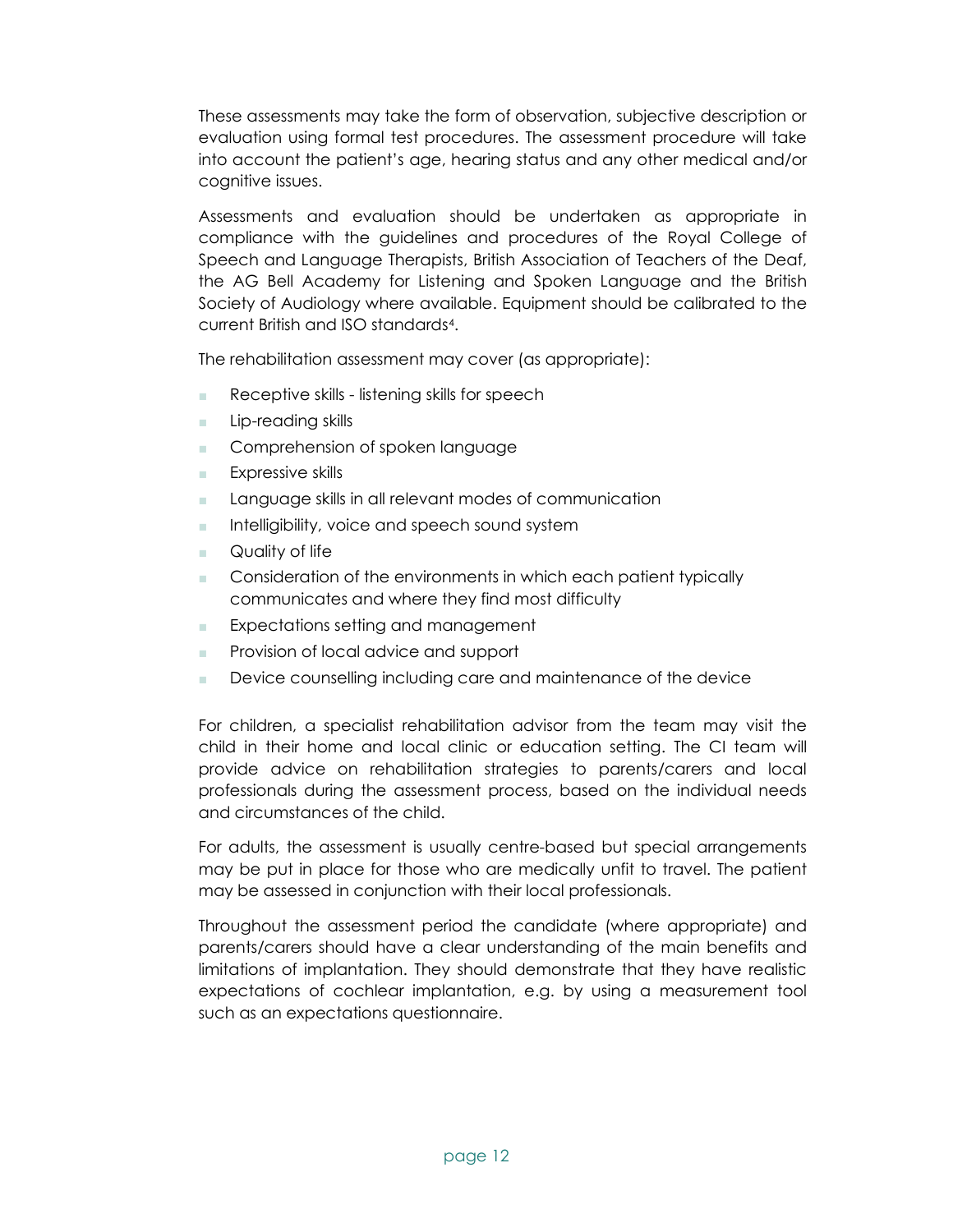These assessments may take the form of observation, subjective description or evaluation using formal test procedures. The assessment procedure will take into account the patient's age, hearing status and any other medical and/or cognitive issues.

Assessments and evaluation should be undertaken as appropriate in compliance with the guidelines and procedures of the Royal College of Speech and Language Therapists, British Association of Teachers of the Deaf, the AG Bell Academy for Listening and Spoken Language and the British Society of Audiology where available. Equipment should be calibrated to the current British and ISO standards[4].

The rehabilitation assessment may cover (as appropriate):

- Receptive skills - listening skills for speech
- Lip-reading skills
- Comprehension of spoken language
- Expressive skills
- Language skills in all relevant modes of communication
- Intelligibility, voice and speech sound system
- Quality of life
- Consideration of the environments in which each patient typically communicates and where they find most difficulty
- Expectations setting and management
- Provision of local advice and support
- Device counselling including care and maintenance of the device

For children, a specialist rehabilitation advisor from the team may visit the child in their home and local clinic or education setting. The CI team will provide advice on rehabilitation strategies to parents/carers and local professionals during the assessment process, based on the individual needs and circumstances of the child.

For adults, the assessment is usually centre-based but special arrangements may be put in place for those who are medically unfit to travel. The patient may be assessed in conjunction with their local professionals.

Throughout the assessment period the candidate (where appropriate) and parents/carers should have a clear understanding of the main benefits and limitations of implantation. They should demonstrate that they have realistic expectations of cochlear implantation, e.g. by using a measurement tool such as an expectations questionnaire.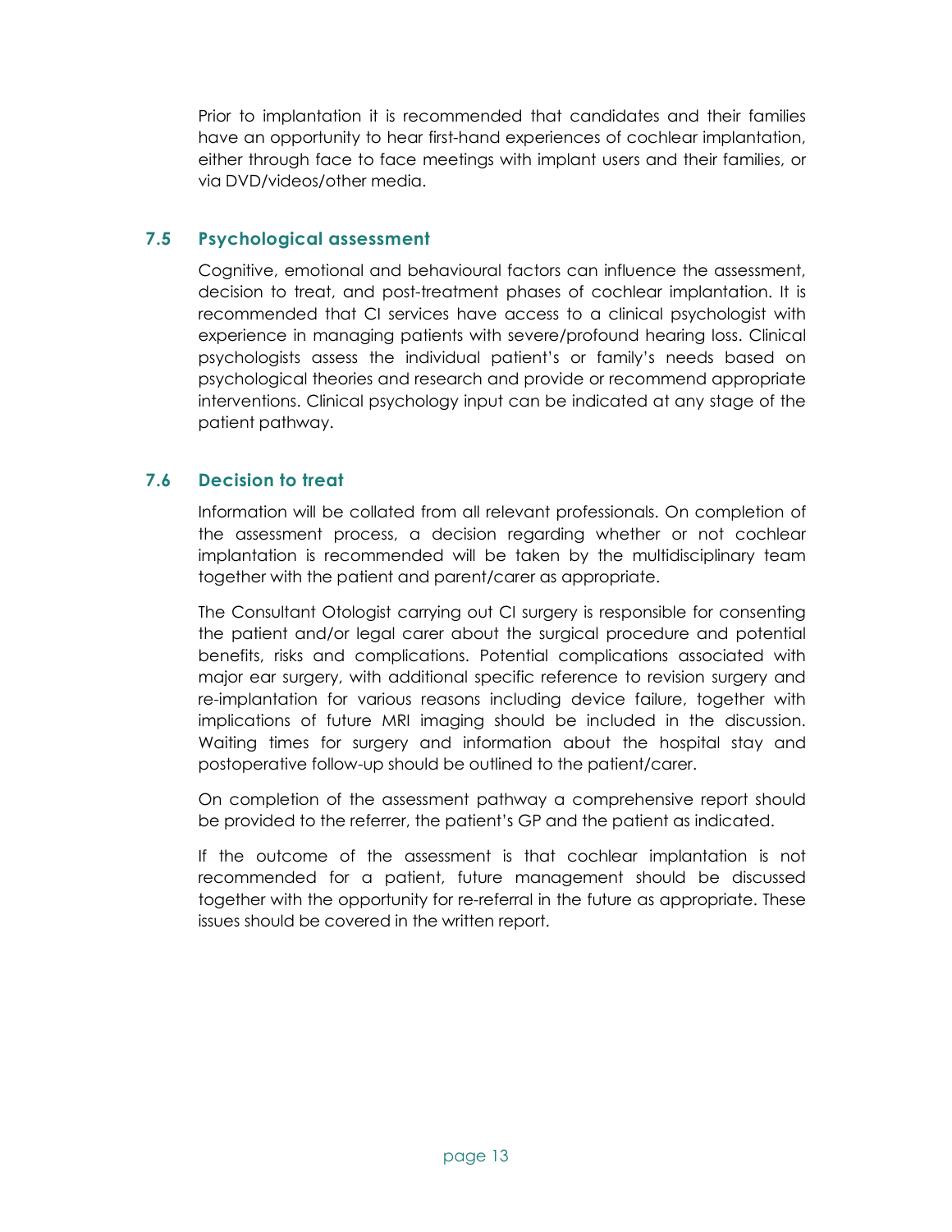Prior to implantation it is recommended that candidates and their families have an opportunity to hear first-hand experiences of cochlear implantation, either through face to face meetings with implant users and their families, or via DVD/videos/other media.

### 7.5 Psychological assessment

Cognitive, emotional and behavioural factors can influence the assessment, decision to treat, and post-treatment phases of cochlear implantation. It is recommended that CI services have access to a clinical psychologist with experience in managing patients with severe/profound hearing loss. Clinical psychologists assess the individual patient's or family's needs based on psychological theories and research and provide or recommend appropriate interventions. Clinical psychology input can be indicated at any stage of the patient pathway.

### 7.6 Decision to treat

Information will be collated from all relevant professionals. On completion of the assessment process, a decision regarding whether or not cochlear implantation is recommended will be taken by the multidisciplinary team together with the patient and parent/carer as appropriate.

The Consultant Otologist carrying out CI surgery is responsible for consenting the patient and/or legal carer about the surgical procedure and potential benefits, risks and complications. Potential complications associated with major ear surgery, with additional specific reference to revision surgery and re-implantation for various reasons including device failure, together with implications of future MRI imaging should be included in the discussion. Waiting times for surgery and information about the hospital stay and postoperative follow-up should be outlined to the patient/carer.

On completion of the assessment pathway a comprehensive report should be provided to the referrer, the patient's GP and the patient as indicated.

If the outcome of the assessment is that cochlear implantation is not recommended for a patient, future management should be discussed together with the opportunity for re-referral in the future as appropriate. These issues should be covered in the written report.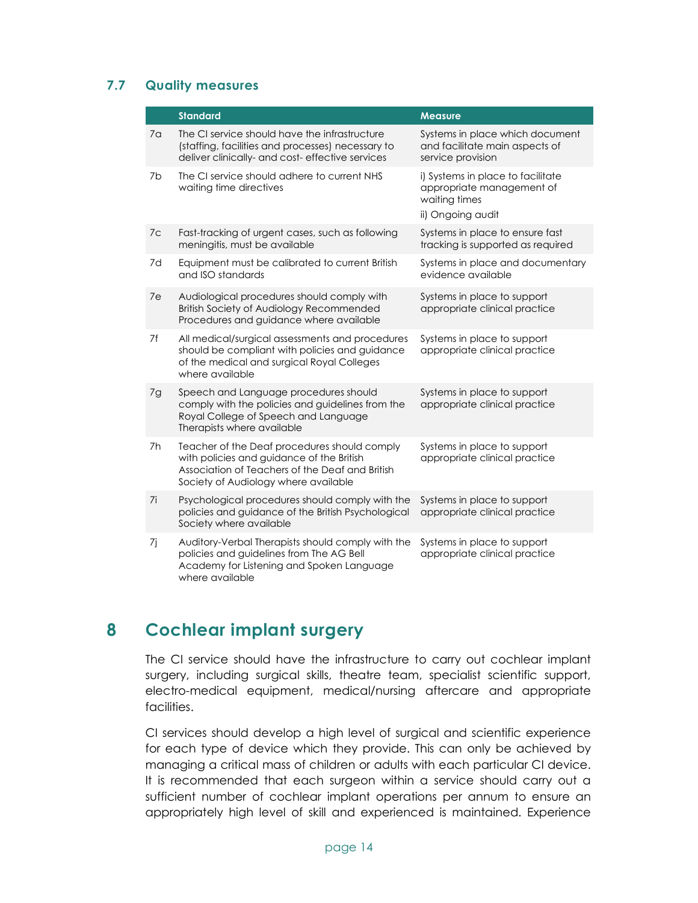## 7.7 Quality measures

| | Standard | Measure |
|---|---|---|
| 7a | The CI service should have the infrastructure (staffing, facilities and processes) necessary to deliver clinically- and cost- effective services | Systems in place which document and facilitate main aspects of service provision |
| 7b | The CI service should adhere to current NHS waiting time directives | i) Systems in place to facilitate appropriate management of waiting times<br>ii) Ongoing audit |
| 7c | Fast-tracking of urgent cases, such as following meningitis, must be available | Systems in place to ensure fast tracking is supported as required |
| 7d | Equipment must be calibrated to current British and ISO standards | Systems in place and documentary evidence available |
| 7e | Audiological procedures should comply with British Society of Audiology Recommended Procedures and guidance where available | Systems in place to support appropriate clinical practice |
| 7f | All medical/surgical assessments and procedures should be compliant with policies and guidance of the medical and surgical Royal Colleges where available | Systems in place to support appropriate clinical practice |
| 7g | Speech and Language procedures should comply with the policies and guidelines from the Royal College of Speech and Language Therapists where available | Systems in place to support appropriate clinical practice |
| 7h | Teacher of the Deaf procedures should comply with policies and guidance of the British Association of Teachers of the Deaf and British Society of Audiology where available | Systems in place to support appropriate clinical practice |
| 7i | Psychological procedures should comply with the policies and guidance of the British Psychological Society where available | Systems in place to support appropriate clinical practice |
| 7j | Auditory-Verbal Therapists should comply with the policies and guidelines from The AG Bell Academy for Listening and Spoken Language where available | Systems in place to support appropriate clinical practice |

# 8 Cochlear implant surgery

The CI service should have the infrastructure to carry out cochlear implant surgery, including surgical skills, theatre team, specialist scientific support, electro-medical equipment, medical/nursing aftercare and appropriate facilities.

CI services should develop a high level of surgical and scientific experience for each type of device which they provide. This can only be achieved by managing a critical mass of children or adults with each particular CI device. It is recommended that each surgeon within a service should carry out a sufficient number of cochlear implant operations per annum to ensure an appropriately high level of skill and experienced is maintained. Experience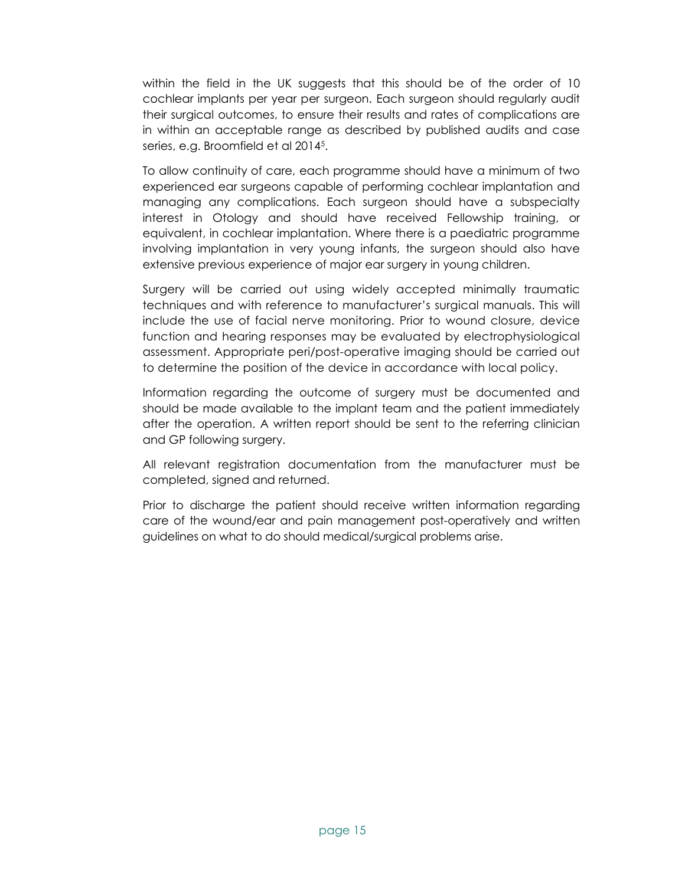within the field in the UK suggests that this should be of the order of 10 cochlear implants per year per surgeon. Each surgeon should regularly audit their surgical outcomes, to ensure their results and rates of complications are in within an acceptable range as described by published audits and case series, e.g. Broomfield et al 2014[5].

To allow continuity of care, each programme should have a minimum of two experienced ear surgeons capable of performing cochlear implantation and managing any complications. Each surgeon should have a subspecialty interest in Otology and should have received Fellowship training, or equivalent, in cochlear implantation. Where there is a paediatric programme involving implantation in very young infants, the surgeon should also have extensive previous experience of major ear surgery in young children.

Surgery will be carried out using widely accepted minimally traumatic techniques and with reference to manufacturer's surgical manuals. This will include the use of facial nerve monitoring. Prior to wound closure, device function and hearing responses may be evaluated by electrophysiological assessment. Appropriate peri/post-operative imaging should be carried out to determine the position of the device in accordance with local policy.

Information regarding the outcome of surgery must be documented and should be made available to the implant team and the patient immediately after the operation. A written report should be sent to the referring clinician and GP following surgery.

All relevant registration documentation from the manufacturer must be completed, signed and returned.

Prior to discharge the patient should receive written information regarding care of the wound/ear and pain management post-operatively and written guidelines on what to do should medical/surgical problems arise.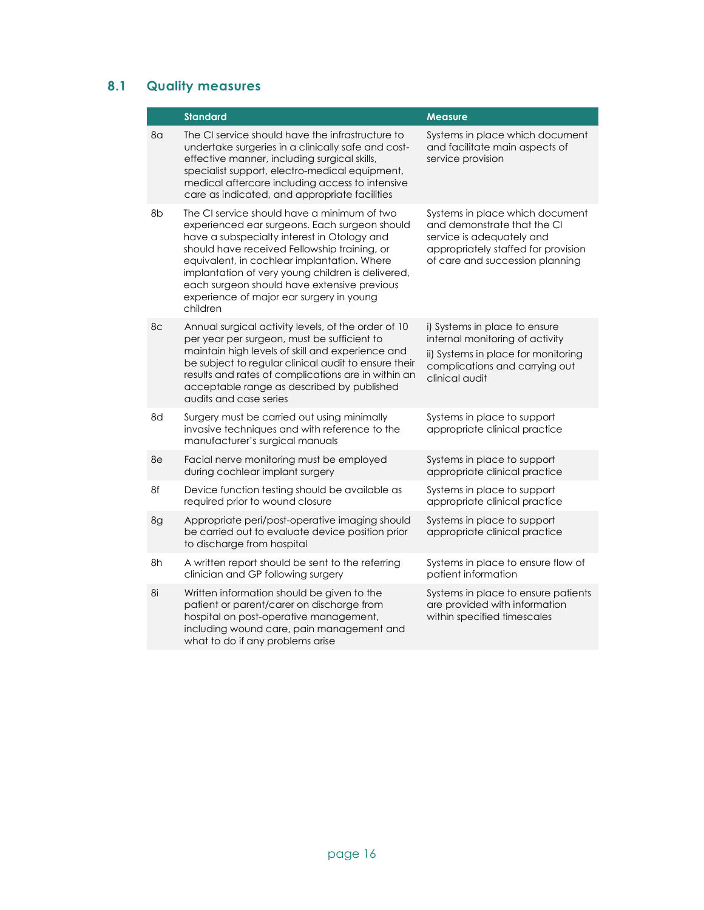## 8.1 Quality measures

| | Standard | Measure |
|---|---|---|
| 8a | The CI service should have the infrastructure to undertake surgeries in a clinically safe and cost-effective manner, including surgical skills, specialist support, electro-medical equipment, medical aftercare including access to intensive care as indicated, and appropriate facilities | Systems in place which document and facilitate main aspects of service provision |
| 8b | The CI service should have a minimum of two experienced ear surgeons. Each surgeon should have a subspecialty interest in Otology and should have received Fellowship training, or equivalent, in cochlear implantation. Where implantation of very young children is delivered, each surgeon should have extensive previous experience of major ear surgery in young children | Systems in place which document and demonstrate that the CI service is adequately and appropriately staffed for provision of care and succession planning |
| 8c | Annual surgical activity levels, of the order of 10 per year per surgeon, must be sufficient to maintain high levels of skill and experience and be subject to regular clinical audit to ensure their results and rates of complications are in within an acceptable range as described by published audits and case series | i) Systems in place to ensure internal monitoring of activity<br>ii) Systems in place for monitoring complications and carrying out clinical audit |
| 8d | Surgery must be carried out using minimally invasive techniques and with reference to the manufacturer's surgical manuals | Systems in place to support appropriate clinical practice |
| 8e | Facial nerve monitoring must be employed during cochlear implant surgery | Systems in place to support appropriate clinical practice |
| 8f | Device function testing should be available as required prior to wound closure | Systems in place to support appropriate clinical practice |
| 8g | Appropriate peri/post-operative imaging should be carried out to evaluate device position prior to discharge from hospital | Systems in place to support appropriate clinical practice |
| 8h | A written report should be sent to the referring clinician and GP following surgery | Systems in place to ensure flow of patient information |
| 8i | Written information should be given to the patient or parent/carer on discharge from hospital on post-operative management, including wound care, pain management and what to do if any problems arise | Systems in place to ensure patients are provided with information within specified timescales |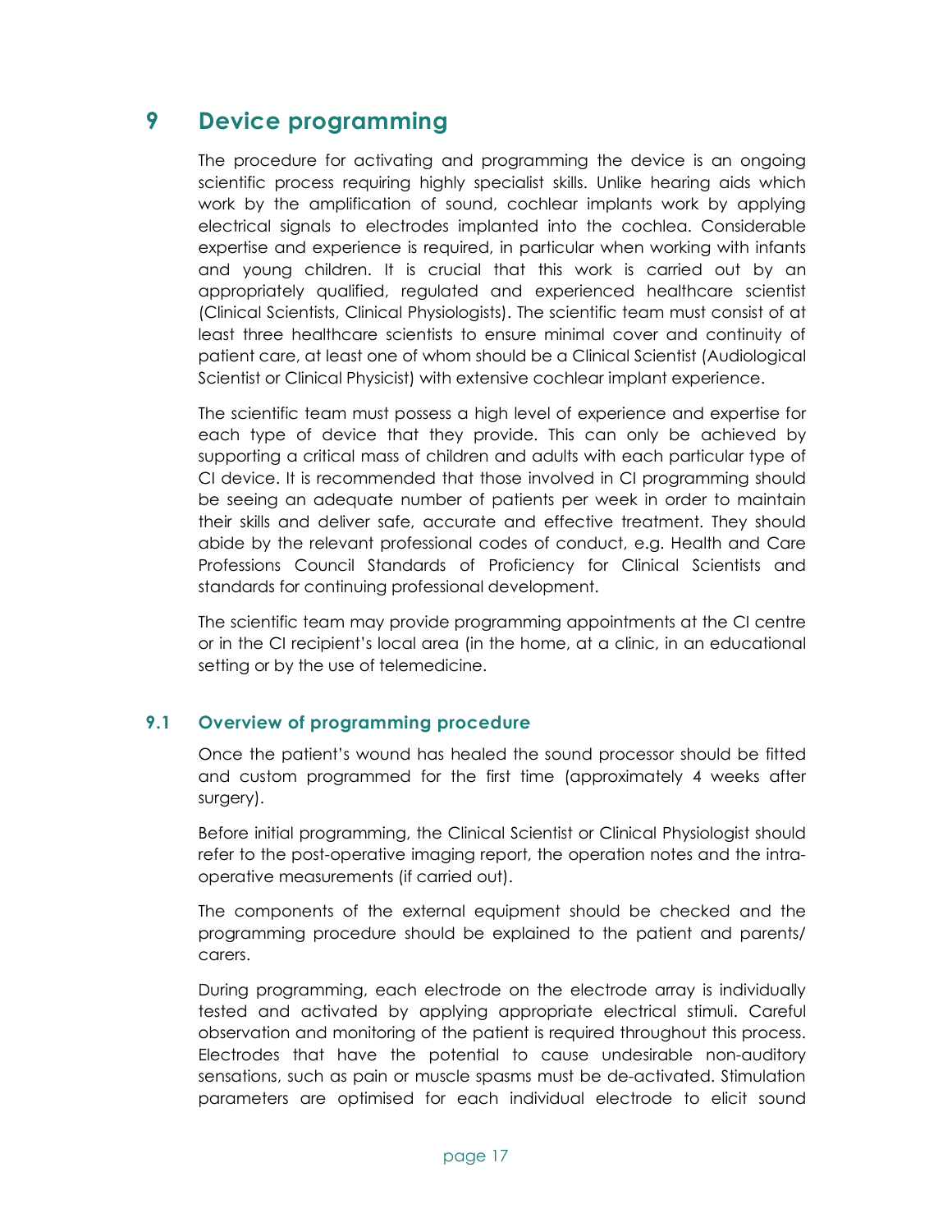# 9 Device programming

The procedure for activating and programming the device is an ongoing scientific process requiring highly specialist skills. Unlike hearing aids which work by the amplification of sound, cochlear implants work by applying electrical signals to electrodes implanted into the cochlea. Considerable expertise and experience is required, in particular when working with infants and young children. It is crucial that this work is carried out by an appropriately qualified, regulated and experienced healthcare scientist (Clinical Scientists, Clinical Physiologists). The scientific team must consist of at least three healthcare scientists to ensure minimal cover and continuity of patient care, at least one of whom should be a Clinical Scientist (Audiological Scientist or Clinical Physicist) with extensive cochlear implant experience.

The scientific team must possess a high level of experience and expertise for each type of device that they provide. This can only be achieved by supporting a critical mass of children and adults with each particular type of CI device. It is recommended that those involved in CI programming should be seeing an adequate number of patients per week in order to maintain their skills and deliver safe, accurate and effective treatment. They should abide by the relevant professional codes of conduct, e.g. Health and Care Professions Council Standards of Proficiency for Clinical Scientists and standards for continuing professional development.

The scientific team may provide programming appointments at the CI centre or in the CI recipient's local area (in the home, at a clinic, in an educational setting or by the use of telemedicine.

## 9.1 Overview of programming procedure

Once the patient's wound has healed the sound processor should be fitted and custom programmed for the first time (approximately 4 weeks after surgery).

Before initial programming, the Clinical Scientist or Clinical Physiologist should refer to the post-operative imaging report, the operation notes and the intra-operative measurements (if carried out).

The components of the external equipment should be checked and the programming procedure should be explained to the patient and parents/ carers.

During programming, each electrode on the electrode array is individually tested and activated by applying appropriate electrical stimuli. Careful observation and monitoring of the patient is required throughout this process. Electrodes that have the potential to cause undesirable non-auditory sensations, such as pain or muscle spasms must be de-activated. Stimulation parameters are optimised for each individual electrode to elicit sound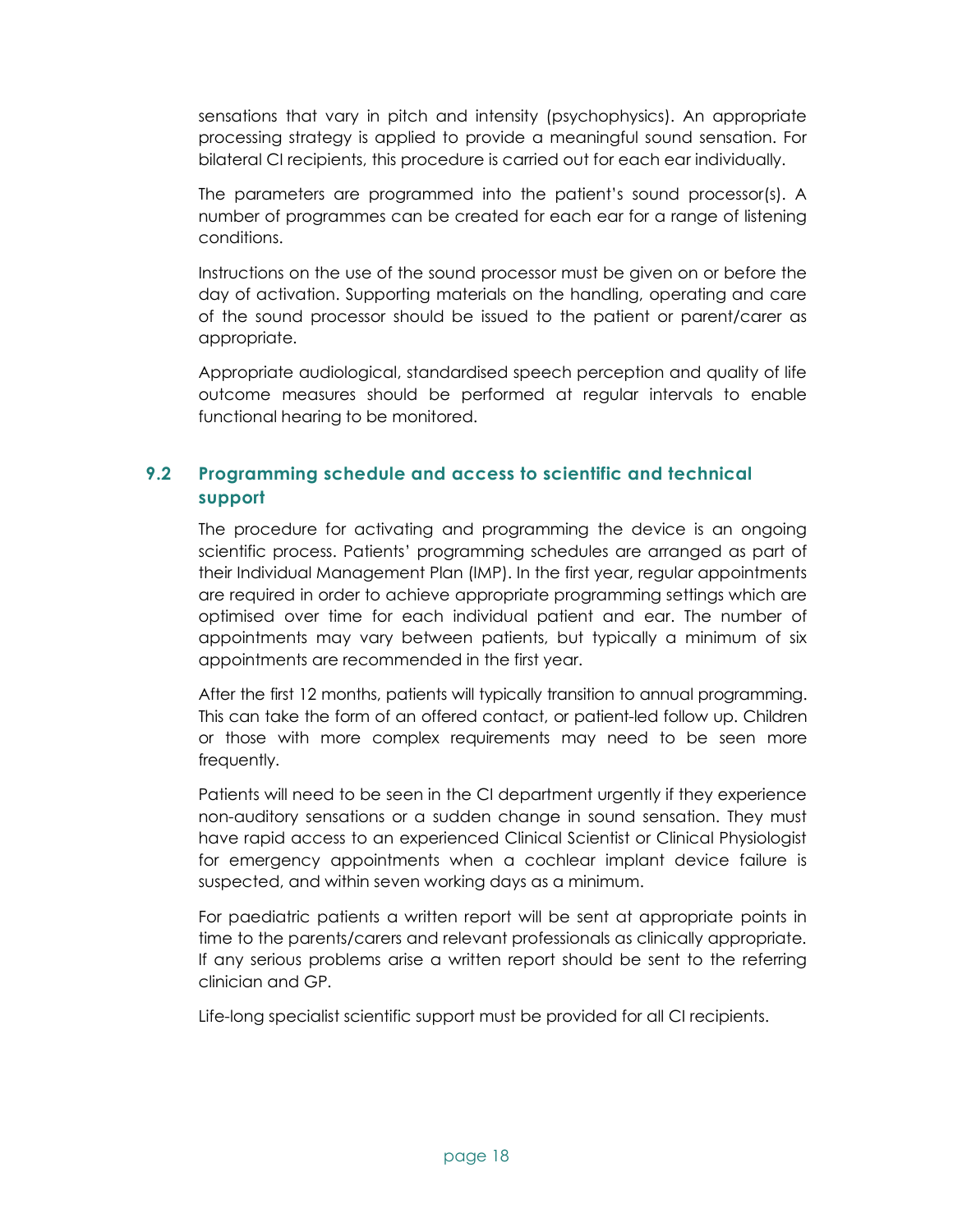sensations that vary in pitch and intensity (psychophysics). An appropriate processing strategy is applied to provide a meaningful sound sensation. For bilateral CI recipients, this procedure is carried out for each ear individually.

The parameters are programmed into the patient's sound processor(s). A number of programmes can be created for each ear for a range of listening conditions.

Instructions on the use of the sound processor must be given on or before the day of activation. Supporting materials on the handling, operating and care of the sound processor should be issued to the patient or parent/carer as appropriate.

Appropriate audiological, standardised speech perception and quality of life outcome measures should be performed at regular intervals to enable functional hearing to be monitored.

## 9.2 Programming schedule and access to scientific and technical support

The procedure for activating and programming the device is an ongoing scientific process. Patients' programming schedules are arranged as part of their Individual Management Plan (IMP). In the first year, regular appointments are required in order to achieve appropriate programming settings which are optimised over time for each individual patient and ear. The number of appointments may vary between patients, but typically a minimum of six appointments are recommended in the first year.

After the first 12 months, patients will typically transition to annual programming. This can take the form of an offered contact, or patient-led follow up. Children or those with more complex requirements may need to be seen more frequently.

Patients will need to be seen in the CI department urgently if they experience non-auditory sensations or a sudden change in sound sensation. They must have rapid access to an experienced Clinical Scientist or Clinical Physiologist for emergency appointments when a cochlear implant device failure is suspected, and within seven working days as a minimum.

For paediatric patients a written report will be sent at appropriate points in time to the parents/carers and relevant professionals as clinically appropriate. If any serious problems arise a written report should be sent to the referring clinician and GP.

Life-long specialist scientific support must be provided for all CI recipients.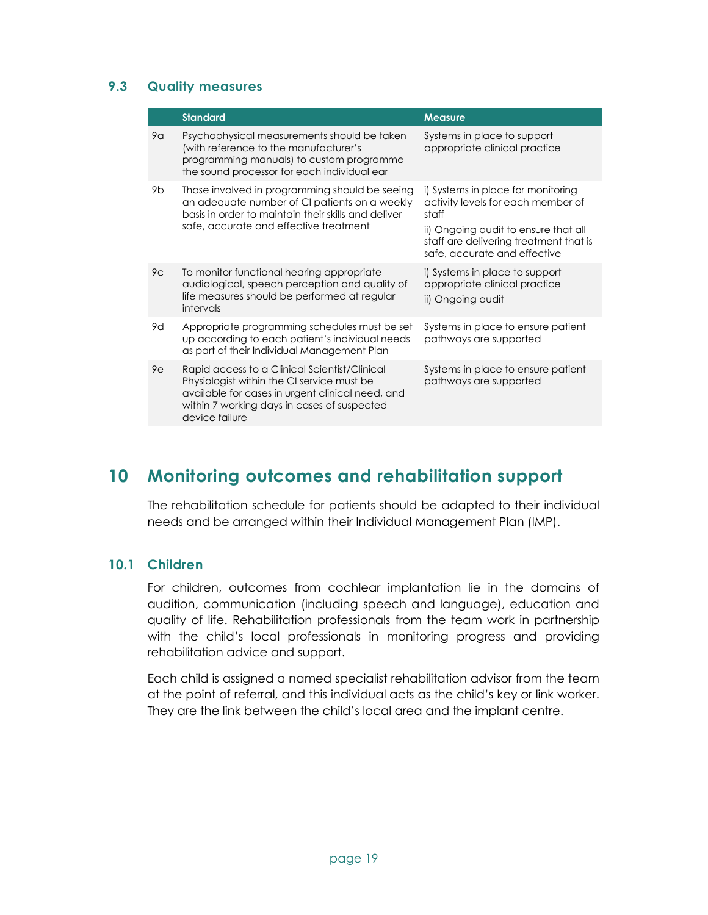### 9.3 Quality measures

| | Standard | Measure |
|---|---|---|
| 9a | Psychophysical measurements should be taken (with reference to the manufacturer's programming manuals) to custom programme the sound processor for each individual ear | Systems in place to support appropriate clinical practice |
| 9b | Those involved in programming should be seeing an adequate number of CI patients on a weekly basis in order to maintain their skills and deliver safe, accurate and effective treatment | i) Systems in place for monitoring activity levels for each member of staff<br>ii) Ongoing audit to ensure that all staff are delivering treatment that is safe, accurate and effective |
| 9c | To monitor functional hearing appropriate audiological, speech perception and quality of life measures should be performed at regular intervals | i) Systems in place to support appropriate clinical practice<br>ii) Ongoing audit |
| 9d | Appropriate programming schedules must be set up according to each patient's individual needs as part of their Individual Management Plan | Systems in place to ensure patient pathways are supported |
| 9e | Rapid access to a Clinical Scientist/Clinical Physiologist within the CI service must be available for cases in urgent clinical need, and within 7 working days in cases of suspected device failure | Systems in place to ensure patient pathways are supported |

## 10 Monitoring outcomes and rehabilitation support

The rehabilitation schedule for patients should be adapted to their individual needs and be arranged within their Individual Management Plan (IMP).

### 10.1 Children

For children, outcomes from cochlear implantation lie in the domains of audition, communication (including speech and language), education and quality of life. Rehabilitation professionals from the team work in partnership with the child's local professionals in monitoring progress and providing rehabilitation advice and support.

Each child is assigned a named specialist rehabilitation advisor from the team at the point of referral, and this individual acts as the child's key or link worker. They are the link between the child's local area and the implant centre.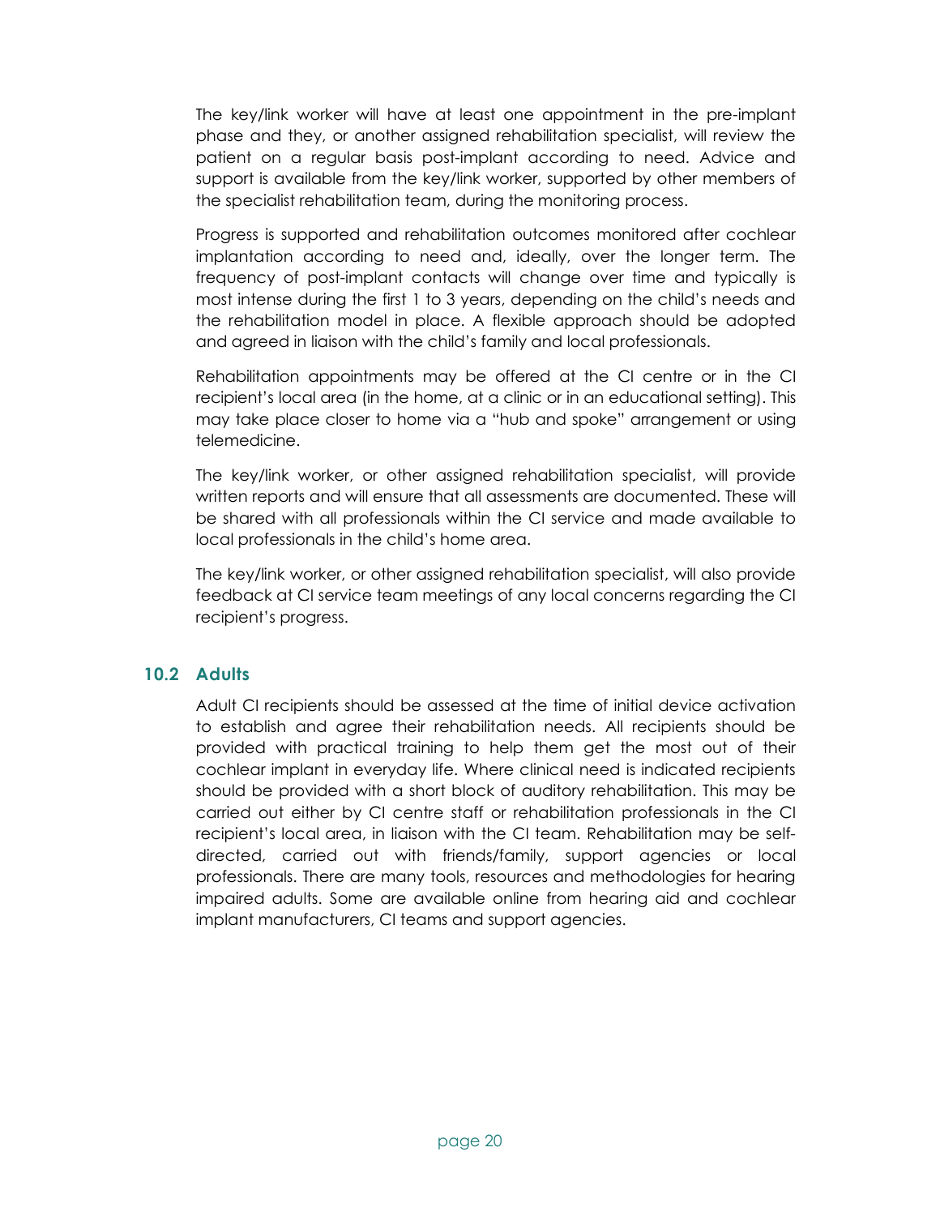The key/link worker will have at least one appointment in the pre-implant phase and they, or another assigned rehabilitation specialist, will review the patient on a regular basis post-implant according to need. Advice and support is available from the key/link worker, supported by other members of the specialist rehabilitation team, during the monitoring process.

Progress is supported and rehabilitation outcomes monitored after cochlear implantation according to need and, ideally, over the longer term. The frequency of post-implant contacts will change over time and typically is most intense during the first 1 to 3 years, depending on the child's needs and the rehabilitation model in place. A flexible approach should be adopted and agreed in liaison with the child's family and local professionals.

Rehabilitation appointments may be offered at the CI centre or in the CI recipient's local area (in the home, at a clinic or in an educational setting). This may take place closer to home via a "hub and spoke" arrangement or using telemedicine.

The key/link worker, or other assigned rehabilitation specialist, will provide written reports and will ensure that all assessments are documented. These will be shared with all professionals within the CI service and made available to local professionals in the child's home area.

The key/link worker, or other assigned rehabilitation specialist, will also provide feedback at CI service team meetings of any local concerns regarding the CI recipient's progress.

### 10.2 Adults

Adult CI recipients should be assessed at the time of initial device activation to establish and agree their rehabilitation needs. All recipients should be provided with practical training to help them get the most out of their cochlear implant in everyday life. Where clinical need is indicated recipients should be provided with a short block of auditory rehabilitation. This may be carried out either by CI centre staff or rehabilitation professionals in the CI recipient's local area, in liaison with the CI team. Rehabilitation may be self-directed, carried out with friends/family, support agencies or local professionals. There are many tools, resources and methodologies for hearing impaired adults. Some are available online from hearing aid and cochlear implant manufacturers, CI teams and support agencies.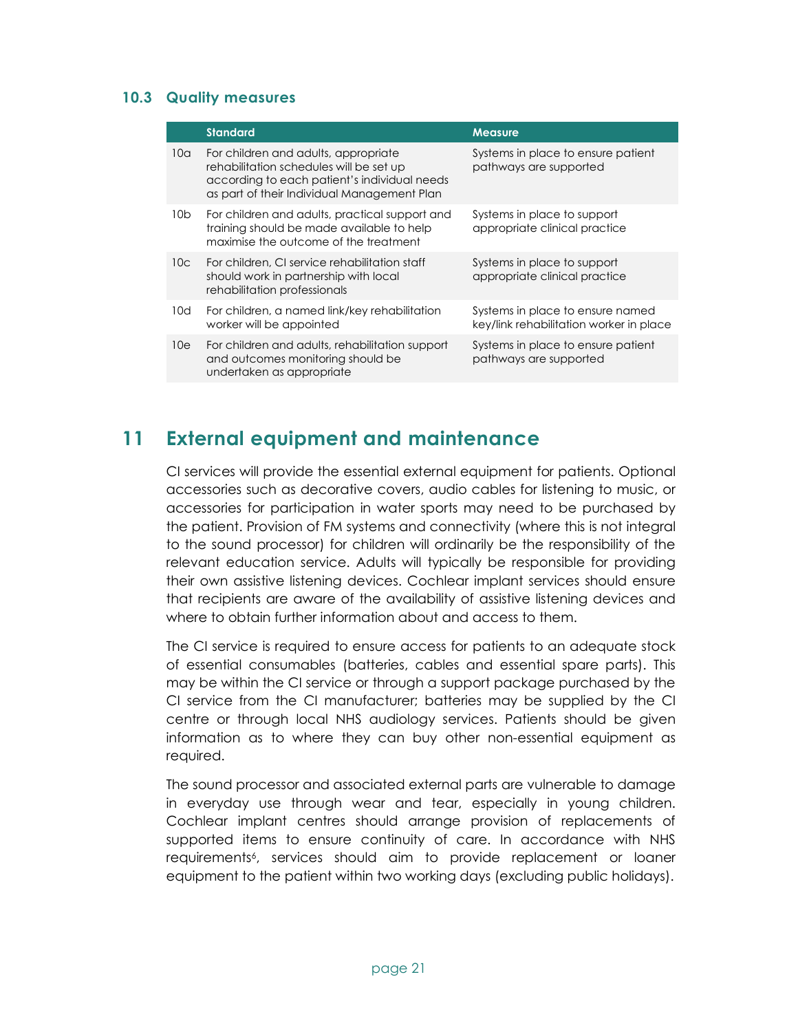### 10.3 Quality measures

| | Standard | Measure |
|---|---|---|
| 10a | For children and adults, appropriate rehabilitation schedules will be set up according to each patient's individual needs as part of their Individual Management Plan | Systems in place to ensure patient pathways are supported |
| 10b | For children and adults, practical support and training should be made available to help maximise the outcome of the treatment | Systems in place to support appropriate clinical practice |
| 10c | For children, CI service rehabilitation staff should work in partnership with local rehabilitation professionals | Systems in place to support appropriate clinical practice |
| 10d | For children, a named link/key rehabilitation worker will be appointed | Systems in place to ensure named key/link rehabilitation worker in place |
| 10e | For children and adults, rehabilitation support and outcomes monitoring should be undertaken as appropriate | Systems in place to ensure patient pathways are supported |

## 11 External equipment and maintenance

CI services will provide the essential external equipment for patients. Optional accessories such as decorative covers, audio cables for listening to music, or accessories for participation in water sports may need to be purchased by the patient. Provision of FM systems and connectivity (where this is not integral to the sound processor) for children will ordinarily be the responsibility of the relevant education service. Adults will typically be responsible for providing their own assistive listening devices. Cochlear implant services should ensure that recipients are aware of the availability of assistive listening devices and where to obtain further information about and access to them.

The CI service is required to ensure access for patients to an adequate stock of essential consumables (batteries, cables and essential spare parts). This may be within the CI service or through a support package purchased by the CI service from the CI manufacturer; batteries may be supplied by the CI centre or through local NHS audiology services. Patients should be given information as to where they can buy other non-essential equipment as required.

The sound processor and associated external parts are vulnerable to damage in everyday use through wear and tear, especially in young children. Cochlear implant centres should arrange provision of replacements of supported items to ensure continuity of care. In accordance with NHS requirements[6], services should aim to provide replacement or loaner equipment to the patient within two working days (excluding public holidays).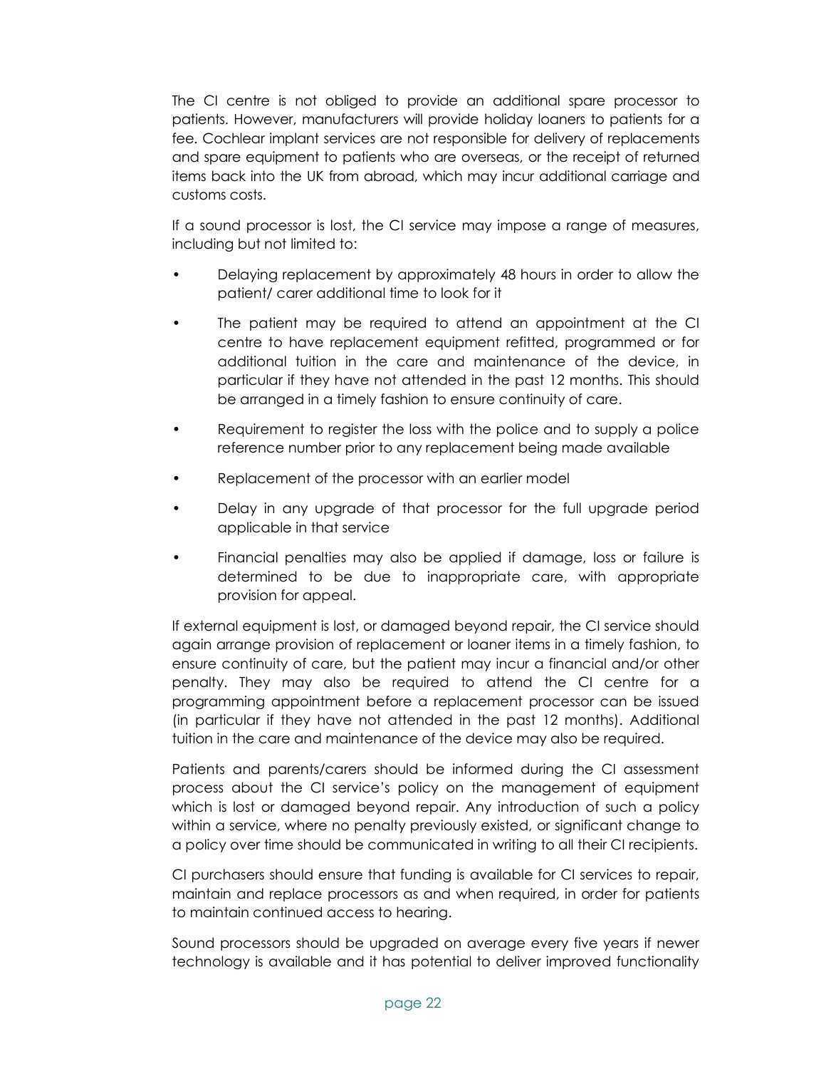The CI centre is not obliged to provide an additional spare processor to patients. However, manufacturers will provide holiday loaners to patients for a fee. Cochlear implant services are not responsible for delivery of replacements and spare equipment to patients who are overseas, or the receipt of returned items back into the UK from abroad, which may incur additional carriage and customs costs.

If a sound processor is lost, the CI service may impose a range of measures, including but not limited to:

- Delaying replacement by approximately 48 hours in order to allow the patient/ carer additional time to look for it
- The patient may be required to attend an appointment at the CI centre to have replacement equipment refitted, programmed or for additional tuition in the care and maintenance of the device, in particular if they have not attended in the past 12 months. This should be arranged in a timely fashion to ensure continuity of care.
- Requirement to register the loss with the police and to supply a police reference number prior to any replacement being made available
- Replacement of the processor with an earlier model
- Delay in any upgrade of that processor for the full upgrade period applicable in that service
- Financial penalties may also be applied if damage, loss or failure is determined to be due to inappropriate care, with appropriate provision for appeal.

If external equipment is lost, or damaged beyond repair, the CI service should again arrange provision of replacement or loaner items in a timely fashion, to ensure continuity of care, but the patient may incur a financial and/or other penalty. They may also be required to attend the CI centre for a programming appointment before a replacement processor can be issued (in particular if they have not attended in the past 12 months). Additional tuition in the care and maintenance of the device may also be required.

Patients and parents/carers should be informed during the CI assessment process about the CI service's policy on the management of equipment which is lost or damaged beyond repair. Any introduction of such a policy within a service, where no penalty previously existed, or significant change to a policy over time should be communicated in writing to all their CI recipients.

CI purchasers should ensure that funding is available for CI services to repair, maintain and replace processors as and when required, in order for patients to maintain continued access to hearing.

Sound processors should be upgraded on average every five years if newer technology is available and it has potential to deliver improved functionality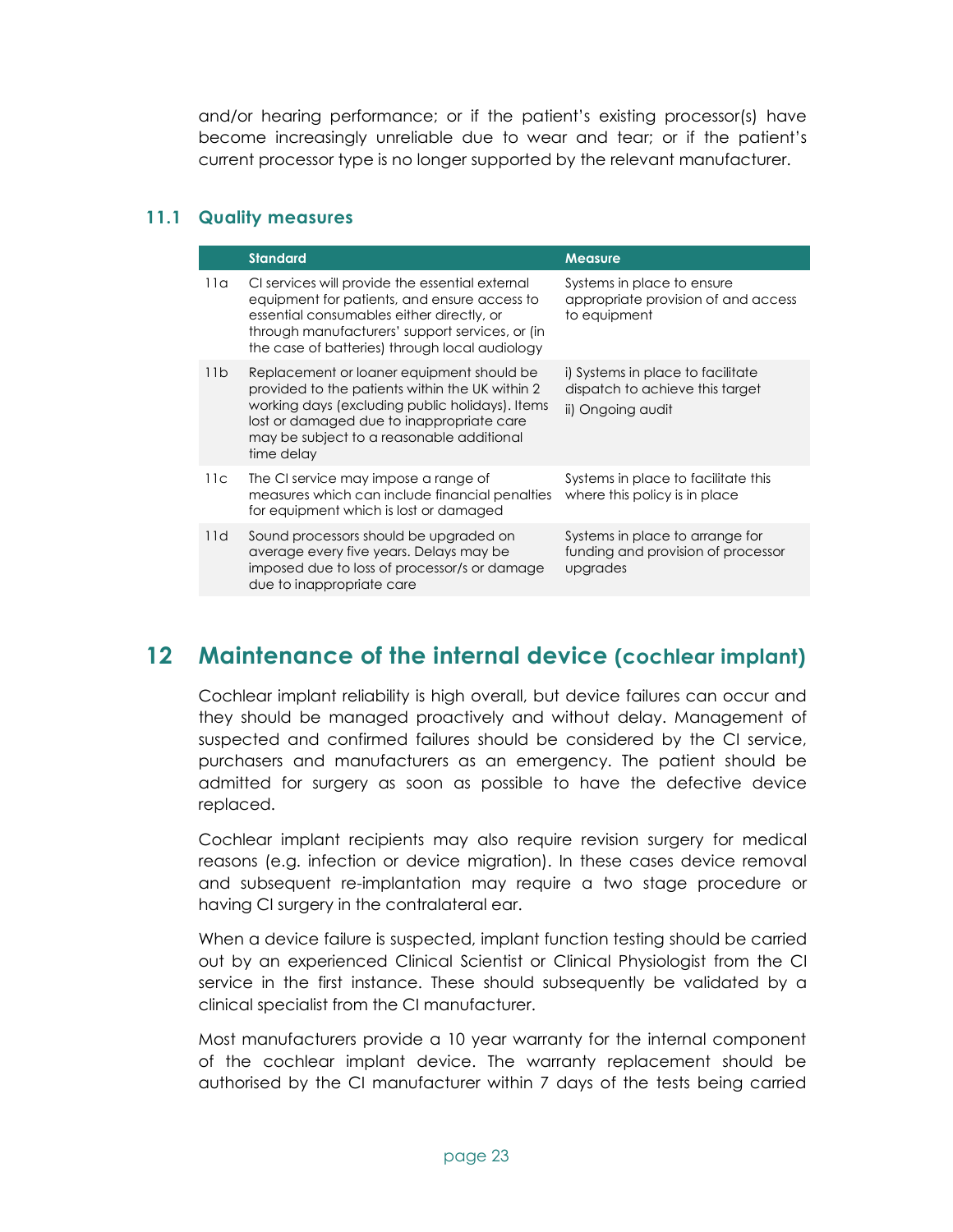and/or hearing performance; or if the patient's existing processor(s) have become increasingly unreliable due to wear and tear; or if the patient's current processor type is no longer supported by the relevant manufacturer.

### 11.1 Quality measures

| | Standard | Measure |
|---|---|---|
| 11a | CI services will provide the essential external equipment for patients, and ensure access to essential consumables either directly, or through manufacturers' support services, or (in the case of batteries) through local audiology | Systems in place to ensure appropriate provision of and access to equipment |
| 11b | Replacement or loaner equipment should be provided to the patients within the UK within 2 working days (excluding public holidays). Items lost or damaged due to inappropriate care may be subject to a reasonable additional time delay | i) Systems in place to facilitate dispatch to achieve this target<br>ii) Ongoing audit |
| 11c | The CI service may impose a range of measures which can include financial penalties for equipment which is lost or damaged | Systems in place to facilitate this where this policy is in place |
| 11d | Sound processors should be upgraded on average every five years. Delays may be imposed due to loss of processor/s or damage due to inappropriate care | Systems in place to arrange for funding and provision of processor upgrades |

## 12 Maintenance of the internal device (cochlear implant)

Cochlear implant reliability is high overall, but device failures can occur and they should be managed proactively and without delay. Management of suspected and confirmed failures should be considered by the CI service, purchasers and manufacturers as an emergency. The patient should be admitted for surgery as soon as possible to have the defective device replaced.

Cochlear implant recipients may also require revision surgery for medical reasons (e.g. infection or device migration). In these cases device removal and subsequent re-implantation may require a two stage procedure or having CI surgery in the contralateral ear.

When a device failure is suspected, implant function testing should be carried out by an experienced Clinical Scientist or Clinical Physiologist from the CI service in the first instance. These should subsequently be validated by a clinical specialist from the CI manufacturer.

Most manufacturers provide a 10 year warranty for the internal component of the cochlear implant device. The warranty replacement should be authorised by the CI manufacturer within 7 days of the tests being carried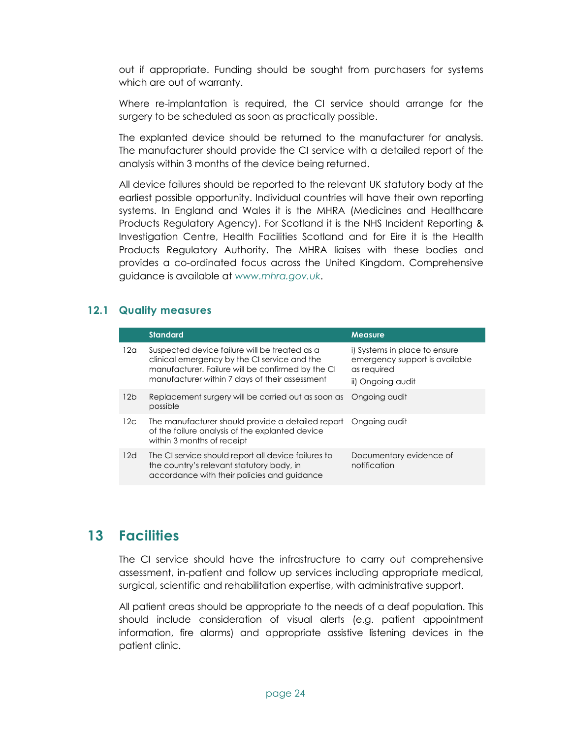out if appropriate. Funding should be sought from purchasers for systems which are out of warranty.

Where re-implantation is required, the CI service should arrange for the surgery to be scheduled as soon as practically possible.

The explanted device should be returned to the manufacturer for analysis. The manufacturer should provide the CI service with a detailed report of the analysis within 3 months of the device being returned.

All device failures should be reported to the relevant UK statutory body at the earliest possible opportunity. Individual countries will have their own reporting systems. In England and Wales it is the MHRA (Medicines and Healthcare Products Regulatory Agency). For Scotland it is the NHS Incident Reporting & Investigation Centre, Health Facilities Scotland and for Eire it is the Health Products Regulatory Authority. The MHRA liaises with these bodies and provides a co-ordinated focus across the United Kingdom. Comprehensive guidance is available at *www.mhra.gov.uk*.

### 12.1 Quality measures

| | Standard | Measure |
|---|---|---|
| 12a | Suspected device failure will be treated as a clinical emergency by the CI service and the manufacturer. Failure will be confirmed by the CI manufacturer within 7 days of their assessment | i) Systems in place to ensure emergency support is available as required<br>ii) Ongoing audit |
| 12b | Replacement surgery will be carried out as soon as possible | Ongoing audit |
| 12c | The manufacturer should provide a detailed report of the failure analysis of the explanted device within 3 months of receipt | Ongoing audit |
| 12d | The CI service should report all device failures to the country's relevant statutory body, in accordance with their policies and guidance | Documentary evidence of notification |

## 13 Facilities

The CI service should have the infrastructure to carry out comprehensive assessment, in-patient and follow up services including appropriate medical, surgical, scientific and rehabilitation expertise, with administrative support.

All patient areas should be appropriate to the needs of a deaf population. This should include consideration of visual alerts (e.g. patient appointment information, fire alarms) and appropriate assistive listening devices in the patient clinic.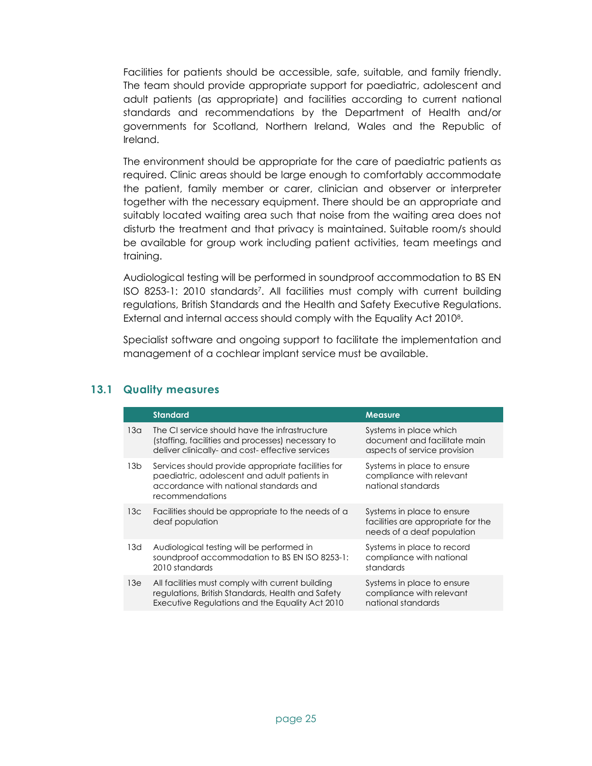Facilities for patients should be accessible, safe, suitable, and family friendly. The team should provide appropriate support for paediatric, adolescent and adult patients (as appropriate) and facilities according to current national standards and recommendations by the Department of Health and/or governments for Scotland, Northern Ireland, Wales and the Republic of Ireland.

The environment should be appropriate for the care of paediatric patients as required. Clinic areas should be large enough to comfortably accommodate the patient, family member or carer, clinician and observer or interpreter together with the necessary equipment. There should be an appropriate and suitably located waiting area such that noise from the waiting area does not disturb the treatment and that privacy is maintained. Suitable room/s should be available for group work including patient activities, team meetings and training.

Audiological testing will be performed in soundproof accommodation to BS EN ISO 8253-1: 2010 standards[7]. All facilities must comply with current building regulations, British Standards and the Health and Safety Executive Regulations. External and internal access should comply with the Equality Act 2010[8].

Specialist software and ongoing support to facilitate the implementation and management of a cochlear implant service must be available.

## 13.1 Quality measures

| | Standard | Measure |
|---|---|---|
| 13a | The CI service should have the infrastructure (staffing, facilities and processes) necessary to deliver clinically- and cost- effective services | Systems in place which document and facilitate main aspects of service provision |
| 13b | Services should provide appropriate facilities for paediatric, adolescent and adult patients in accordance with national standards and recommendations | Systems in place to ensure compliance with relevant national standards |
| 13c | Facilities should be appropriate to the needs of a deaf population | Systems in place to ensure facilities are appropriate for the needs of a deaf population |
| 13d | Audiological testing will be performed in soundproof accommodation to BS EN ISO 8253-1: 2010 standards | Systems in place to record compliance with national standards |
| 13e | All facilities must comply with current building regulations, British Standards, Health and Safety Executive Regulations and the Equality Act 2010 | Systems in place to ensure compliance with relevant national standards |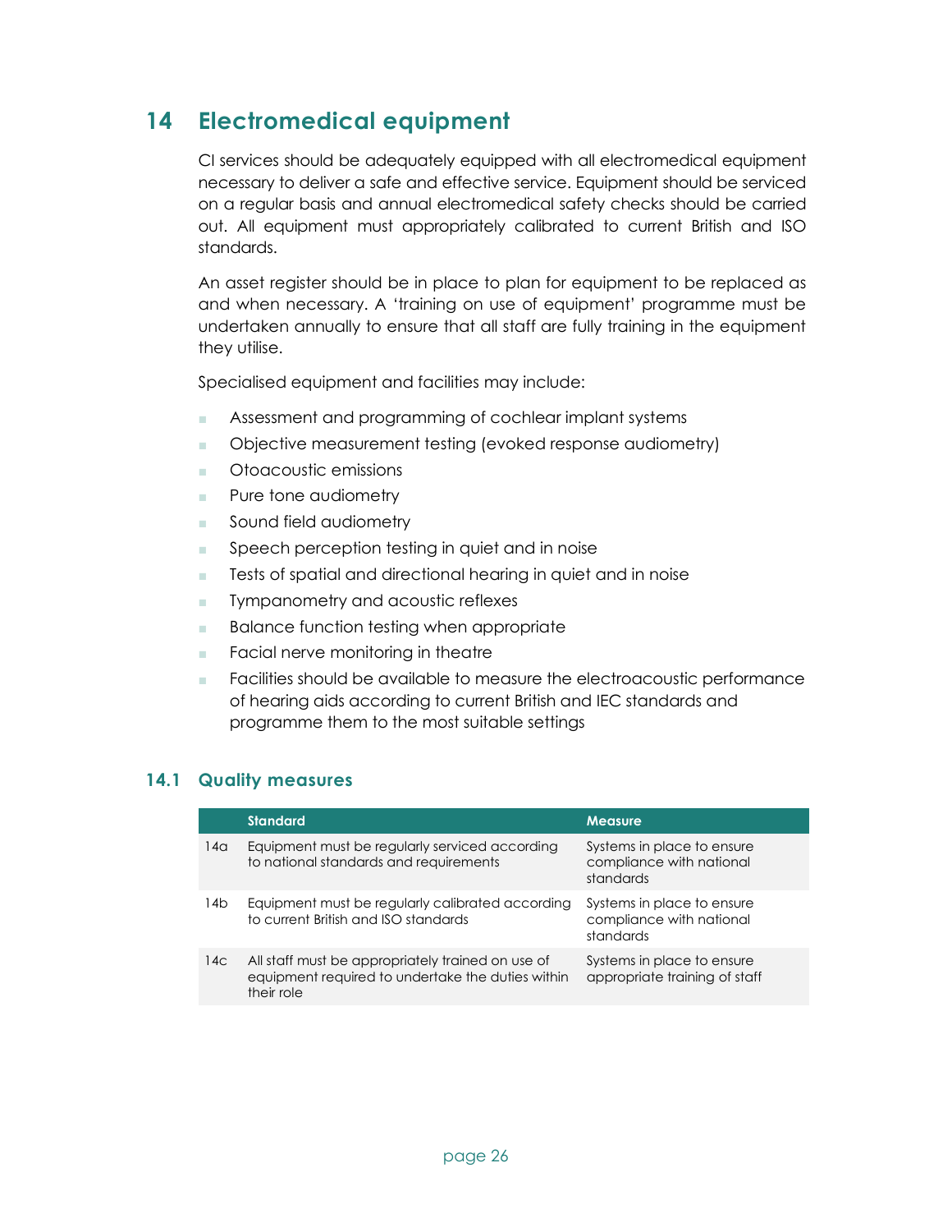# 14 Electromedical equipment

CI services should be adequately equipped with all electromedical equipment necessary to deliver a safe and effective service. Equipment should be serviced on a regular basis and annual electromedical safety checks should be carried out. All equipment must appropriately calibrated to current British and ISO standards.

An asset register should be in place to plan for equipment to be replaced as and when necessary. A 'training on use of equipment' programme must be undertaken annually to ensure that all staff are fully training in the equipment they utilise.

Specialised equipment and facilities may include:

- Assessment and programming of cochlear implant systems
- Objective measurement testing (evoked response audiometry)
- Otoacoustic emissions
- Pure tone audiometry
- Sound field audiometry
- Speech perception testing in quiet and in noise
- Tests of spatial and directional hearing in quiet and in noise
- Tympanometry and acoustic reflexes
- Balance function testing when appropriate
- Facial nerve monitoring in theatre
- Facilities should be available to measure the electroacoustic performance of hearing aids according to current British and IEC standards and programme them to the most suitable settings

## 14.1 Quality measures

| | Standard | Measure |
|---|---|---|
| 14a | Equipment must be regularly serviced according to national standards and requirements | Systems in place to ensure compliance with national standards |
| 14b | Equipment must be regularly calibrated according to current British and ISO standards | Systems in place to ensure compliance with national standards |
| 14c | All staff must be appropriately trained on use of equipment required to undertake the duties within their role | Systems in place to ensure appropriate training of staff |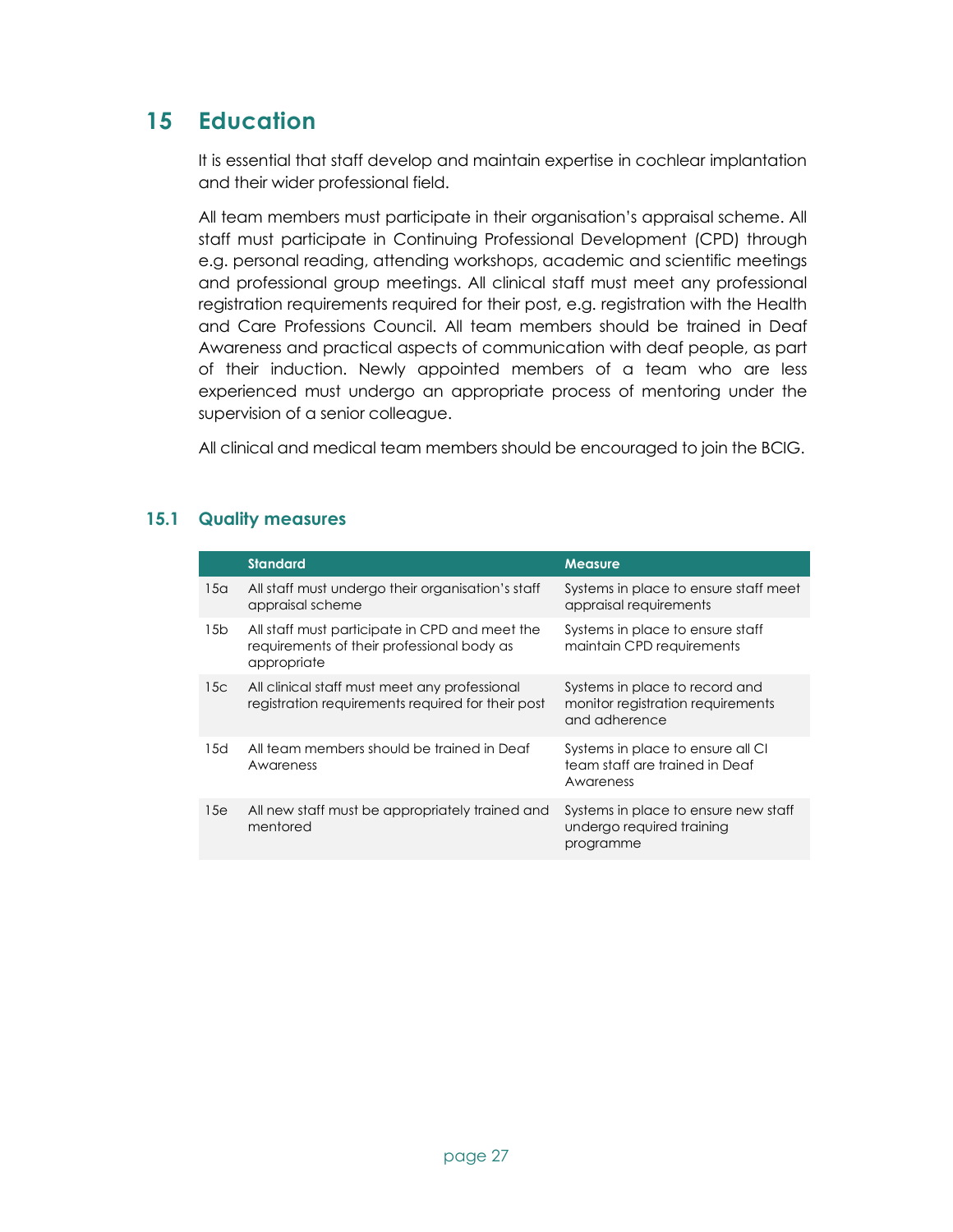# 15 Education

It is essential that staff develop and maintain expertise in cochlear implantation and their wider professional field.

All team members must participate in their organisation's appraisal scheme. All staff must participate in Continuing Professional Development (CPD) through e.g. personal reading, attending workshops, academic and scientific meetings and professional group meetings. All clinical staff must meet any professional registration requirements required for their post, e.g. registration with the Health and Care Professions Council. All team members should be trained in Deaf Awareness and practical aspects of communication with deaf people, as part of their induction. Newly appointed members of a team who are less experienced must undergo an appropriate process of mentoring under the supervision of a senior colleague.

All clinical and medical team members should be encouraged to join the BCIG.

## 15.1 Quality measures

| | Standard | Measure |
|---|---|---|
| 15a | All staff must undergo their organisation's staff appraisal scheme | Systems in place to ensure staff meet appraisal requirements |
| 15b | All staff must participate in CPD and meet the requirements of their professional body as appropriate | Systems in place to ensure staff maintain CPD requirements |
| 15c | All clinical staff must meet any professional registration requirements required for their post | Systems in place to record and monitor registration requirements and adherence |
| 15d | All team members should be trained in Deaf Awareness | Systems in place to ensure all CI team staff are trained in Deaf Awareness |
| 15e | All new staff must be appropriately trained and mentored | Systems in place to ensure new staff undergo required training programme |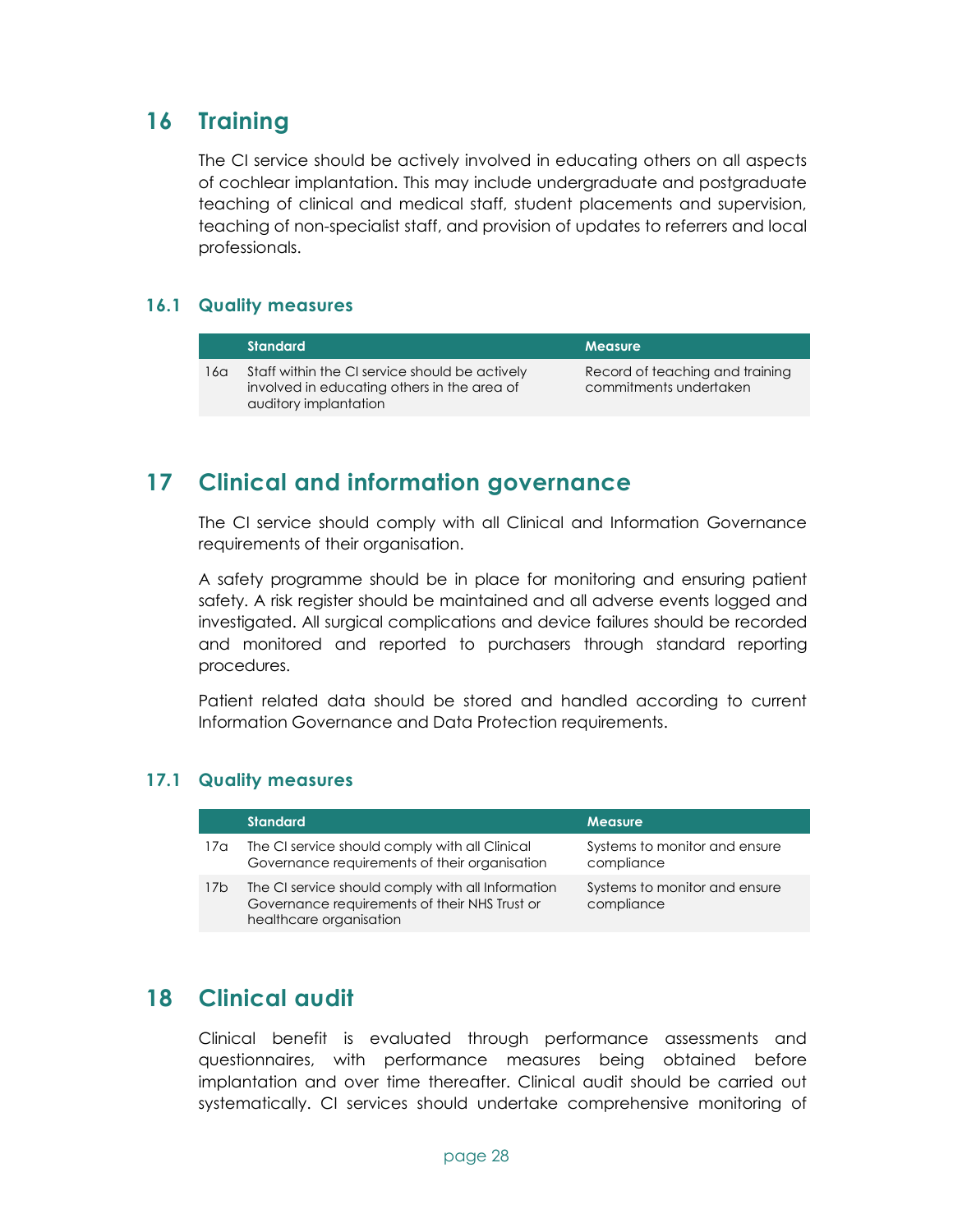## 16 Training

The CI service should be actively involved in educating others on all aspects of cochlear implantation. This may include undergraduate and postgraduate teaching of clinical and medical staff, student placements and supervision, teaching of non-specialist staff, and provision of updates to referrers and local professionals.

### 16.1 Quality measures

| | Standard | Measure |
|---|---|---|
| 16a | Staff within the CI service should be actively involved in educating others in the area of auditory implantation | Record of teaching and training commitments undertaken |

## 17 Clinical and information governance

The CI service should comply with all Clinical and Information Governance requirements of their organisation.

A safety programme should be in place for monitoring and ensuring patient safety. A risk register should be maintained and all adverse events logged and investigated. All surgical complications and device failures should be recorded and monitored and reported to purchasers through standard reporting procedures.

Patient related data should be stored and handled according to current Information Governance and Data Protection requirements.

### 17.1 Quality measures

| | Standard | Measure |
|---|---|---|
| 17a | The CI service should comply with all Clinical Governance requirements of their organisation | Systems to monitor and ensure compliance |
| 17b | The CI service should comply with all Information Governance requirements of their NHS Trust or healthcare organisation | Systems to monitor and ensure compliance |

## 18 Clinical audit

Clinical benefit is evaluated through performance assessments and questionnaires, with performance measures being obtained before implantation and over time thereafter. Clinical audit should be carried out systematically. CI services should undertake comprehensive monitoring of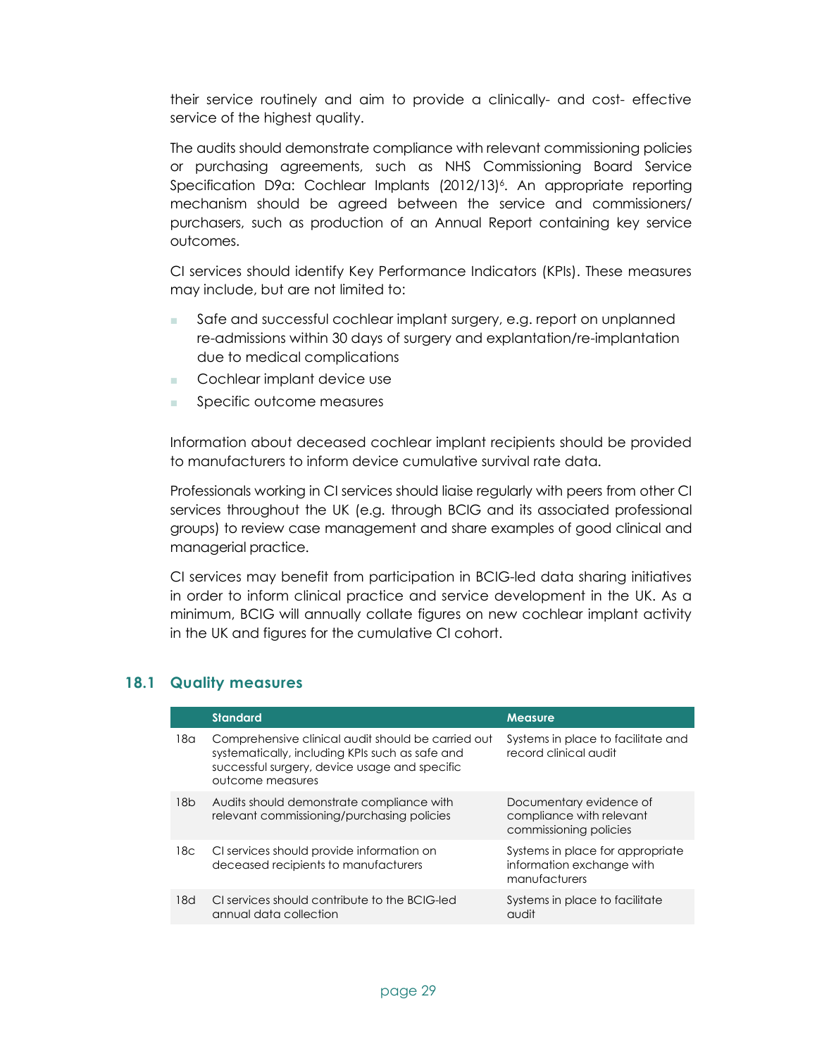their service routinely and aim to provide a clinically- and cost- effective service of the highest quality.

The audits should demonstrate compliance with relevant commissioning policies or purchasing agreements, such as NHS Commissioning Board Service Specification D9a: Cochlear Implants (2012/13)[6]. An appropriate reporting mechanism should be agreed between the service and commissioners/ purchasers, such as production of an Annual Report containing key service outcomes.

CI services should identify Key Performance Indicators (KPIs). These measures may include, but are not limited to:

- Safe and successful cochlear implant surgery, e.g. report on unplanned re-admissions within 30 days of surgery and explantation/re-implantation due to medical complications
- Cochlear implant device use
- Specific outcome measures

Information about deceased cochlear implant recipients should be provided to manufacturers to inform device cumulative survival rate data.

Professionals working in CI services should liaise regularly with peers from other CI services throughout the UK (e.g. through BCIG and its associated professional groups) to review case management and share examples of good clinical and managerial practice.

CI services may benefit from participation in BCIG-led data sharing initiatives in order to inform clinical practice and service development in the UK. As a minimum, BCIG will annually collate figures on new cochlear implant activity in the UK and figures for the cumulative CI cohort.

## 18.1 Quality measures

| | Standard | Measure |
|---|---|---|
| 18a | Comprehensive clinical audit should be carried out systematically, including KPIs such as safe and successful surgery, device usage and specific outcome measures | Systems in place to facilitate and record clinical audit |
| 18b | Audits should demonstrate compliance with relevant commissioning/purchasing policies | Documentary evidence of compliance with relevant commissioning policies |
| 18c | CI services should provide information on deceased recipients to manufacturers | Systems in place for appropriate information exchange with manufacturers |
| 18d | CI services should contribute to the BCIG-led annual data collection | Systems in place to facilitate audit |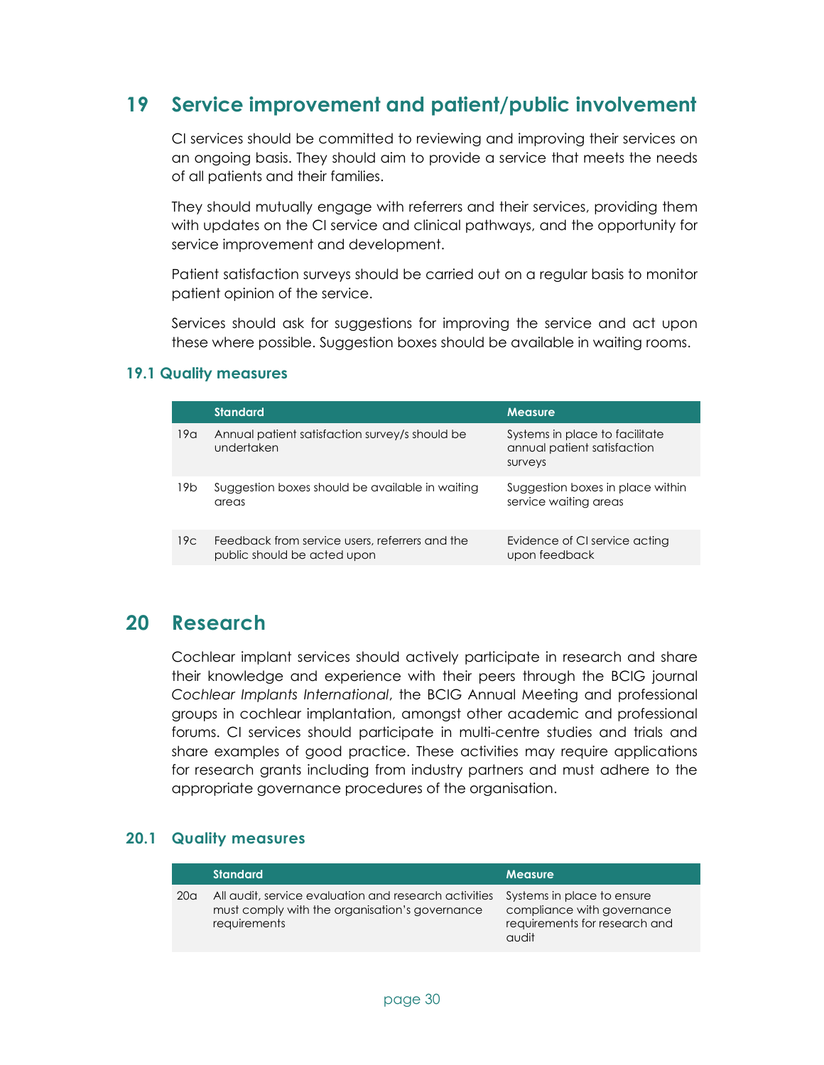## 19 Service improvement and patient/public involvement

CI services should be committed to reviewing and improving their services on an ongoing basis. They should aim to provide a service that meets the needs of all patients and their families.

They should mutually engage with referrers and their services, providing them with updates on the CI service and clinical pathways, and the opportunity for service improvement and development.

Patient satisfaction surveys should be carried out on a regular basis to monitor patient opinion of the service.

Services should ask for suggestions for improving the service and act upon these where possible. Suggestion boxes should be available in waiting rooms.

### 19.1 Quality measures

| | Standard | Measure |
|---|---|---|
| 19a | Annual patient satisfaction survey/s should be undertaken | Systems in place to facilitate annual patient satisfaction surveys |
| 19b | Suggestion boxes should be available in waiting areas | Suggestion boxes in place within service waiting areas |
| 19c | Feedback from service users, referrers and the public should be acted upon | Evidence of CI service acting upon feedback |

## 20 Research

Cochlear implant services should actively participate in research and share their knowledge and experience with their peers through the BCIG journal *Cochlear Implants International*, the BCIG Annual Meeting and professional groups in cochlear implantation, amongst other academic and professional forums. CI services should participate in multi-centre studies and trials and share examples of good practice. These activities may require applications for research grants including from industry partners and must adhere to the appropriate governance procedures of the organisation.

### 20.1 Quality measures

| | Standard | Measure |
|---|---|---|
| 20a | All audit, service evaluation and research activities must comply with the organisation's governance requirements | Systems in place to ensure compliance with governance requirements for research and audit |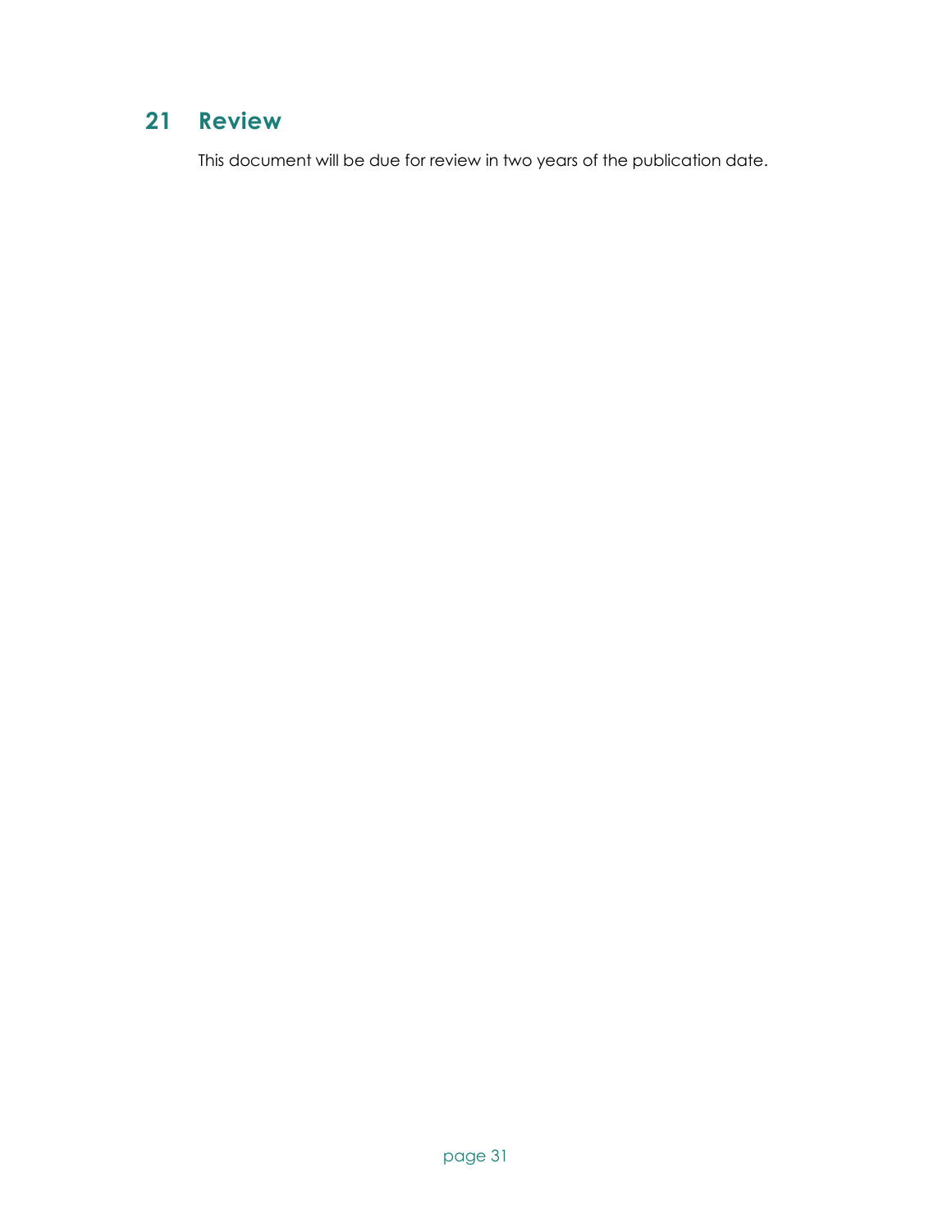## 21 Review

This document will be due for review in two years of the publication date.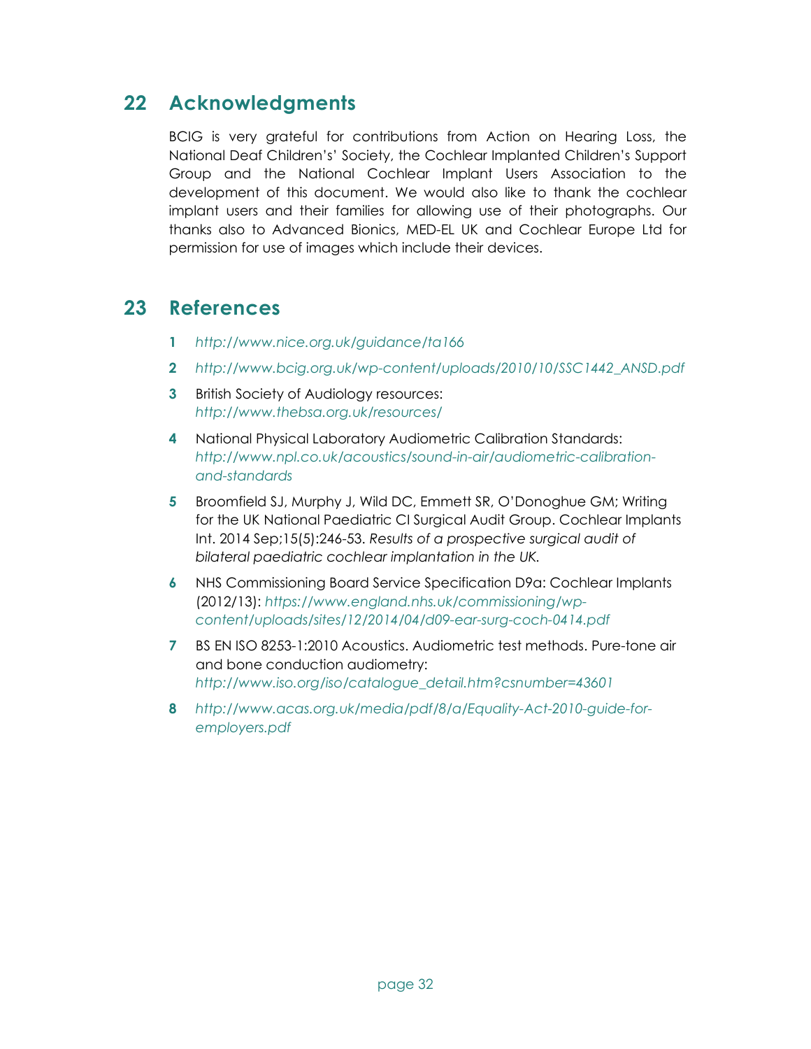## 22 Acknowledgments

BCIG is very grateful for contributions from Action on Hearing Loss, the National Deaf Children's' Society, the Cochlear Implanted Children's Support Group and the National Cochlear Implant Users Association to the development of this document. We would also like to thank the cochlear implant users and their families for allowing use of their photographs. Our thanks also to Advanced Bionics, MED-EL UK and Cochlear Europe Ltd for permission for use of images which include their devices.

## 23 References

1. *http://www.nice.org.uk/guidance/ta166*
2. *http://www.bcig.org.uk/wp-content/uploads/2010/10/SSC1442_ANSD.pdf*
3. British Society of Audiology resources: *http://www.thebsa.org.uk/resources/*
4. National Physical Laboratory Audiometric Calibration Standards: *http://www.npl.co.uk/acoustics/sound-in-air/audiometric-calibration-and-standards*
5. Broomfield SJ, Murphy J, Wild DC, Emmett SR, O'Donoghue GM; Writing for the UK National Paediatric CI Surgical Audit Group. Cochlear Implants Int. 2014 Sep;15(5):246-53. *Results of a prospective surgical audit of bilateral paediatric cochlear implantation in the UK.*
6. NHS Commissioning Board Service Specification D9a: Cochlear Implants (2012/13): *https://www.england.nhs.uk/commissioning/wp-content/uploads/sites/12/2014/04/d09-ear-surg-coch-0414.pdf*
7. BS EN ISO 8253-1:2010 Acoustics. Audiometric test methods. Pure-tone air and bone conduction audiometry: *http://www.iso.org/iso/catalogue_detail.htm?csnumber=43601*
8. *http://www.acas.org.uk/media/pdf/8/a/Equality-Act-2010-guide-for-employers.pdf*